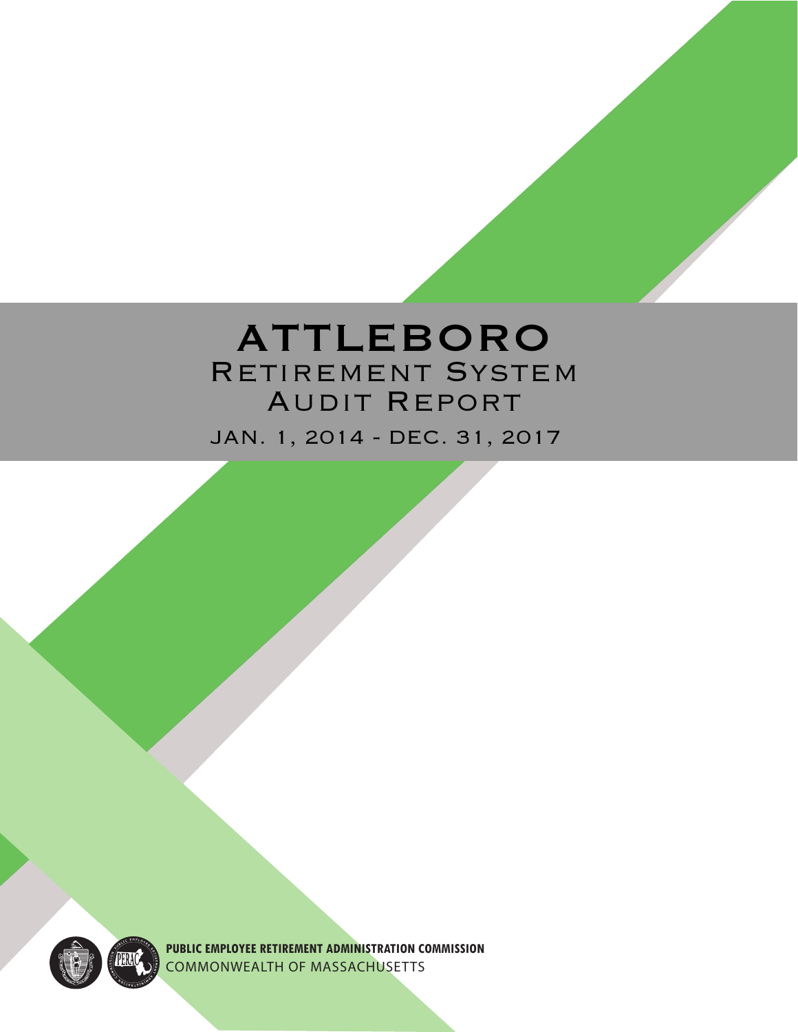# ATTLEBORO

## Retirement System Audit Report

JAN. 1, 2014 - DEC. 31, 2017

**PUBLIC EMPLOYEE RETIREMENT ADMINISTRATION COMMISSION**

COMMONWEALTH OF MASSACHUSETTS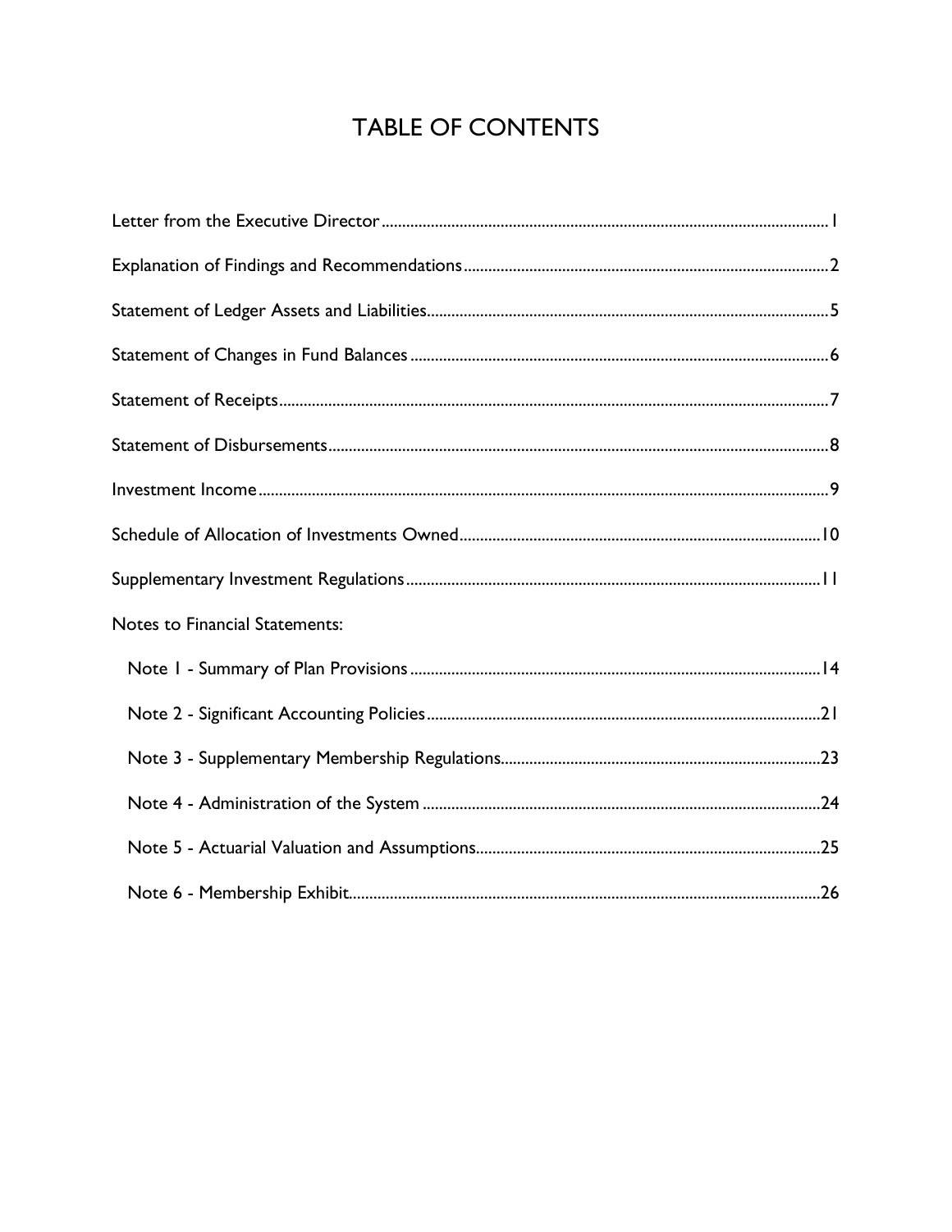# TABLE OF CONTENTS

Letter from the Executive Director .......... 1

Explanation of Findings and Recommendations .......... 2

Statement of Ledger Assets and Liabilities .......... 5

Statement of Changes in Fund Balances .......... 6

Statement of Receipts .......... 7

Statement of Disbursements .......... 8

Investment Income .......... 9

Schedule of Allocation of Investments Owned .......... 10

Supplementary Investment Regulations .......... 11

Notes to Financial Statements:

- Note 1 - Summary of Plan Provisions .......... 14
- Note 2 - Significant Accounting Policies .......... 21
- Note 3 - Supplementary Membership Regulations .......... 23
- Note 4 - Administration of the System .......... 24
- Note 5 - Actuarial Valuation and Assumptions .......... 25
- Note 6 - Membership Exhibit .......... 26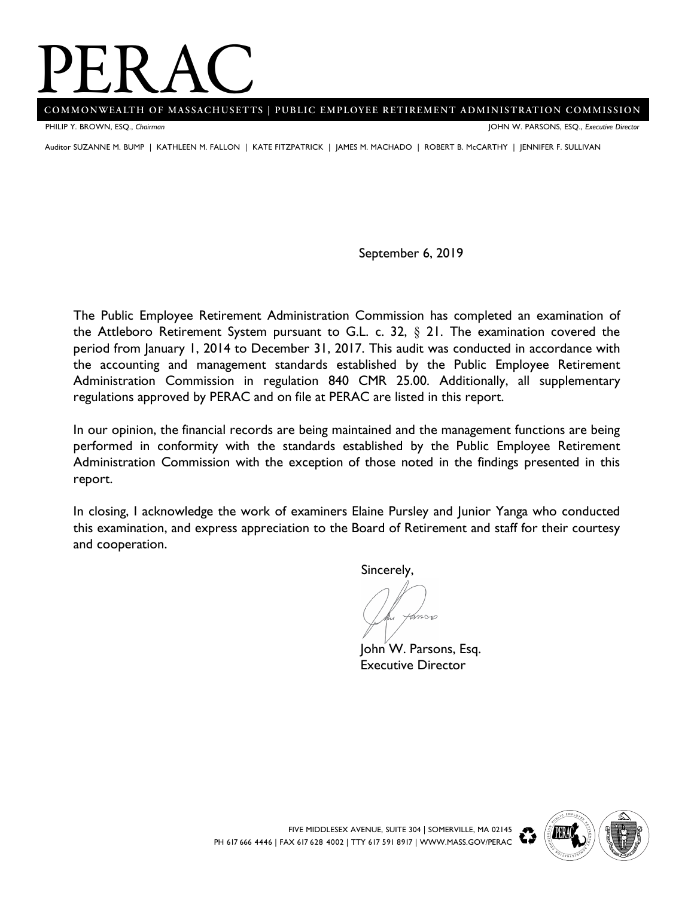# PERAC

**COMMONWEALTH OF MASSACHUSETTS | PUBLIC EMPLOYEE RETIREMENT ADMINISTRATION COMMISSION**

PHILIP Y. BROWN, ESQ., *Chairman* JOHN W. PARSONS, ESQ., *Executive Director*

Auditor SUZANNE M. BUMP | KATHLEEN M. FALLON | KATE FITZPATRICK | JAMES M. MACHADO | ROBERT B. McCARTHY | JENNIFER F. SULLIVAN

September 6, 2019

The Public Employee Retirement Administration Commission has completed an examination of the Attleboro Retirement System pursuant to G.L. c. 32, § 21. The examination covered the period from January 1, 2014 to December 31, 2017. This audit was conducted in accordance with the accounting and management standards established by the Public Employee Retirement Administration Commission in regulation 840 CMR 25.00. Additionally, all supplementary regulations approved by PERAC and on file at PERAC are listed in this report.

In our opinion, the financial records are being maintained and the management functions are being performed in conformity with the standards established by the Public Employee Retirement Administration Commission with the exception of those noted in the findings presented in this report.

In closing, I acknowledge the work of examiners Elaine Pursley and Junior Yanga who conducted this examination, and express appreciation to the Board of Retirement and staff for their courtesy and cooperation.

Sincerely,

John W. Parsons, Esq.
Executive Director

FIVE MIDDLESEX AVENUE, SUITE 304 | SOMERVILLE, MA 02145
PH 617 666 4446 | FAX 617 628 4002 | TTY 617 591 8917 | WWW.MASS.GOV/PERAC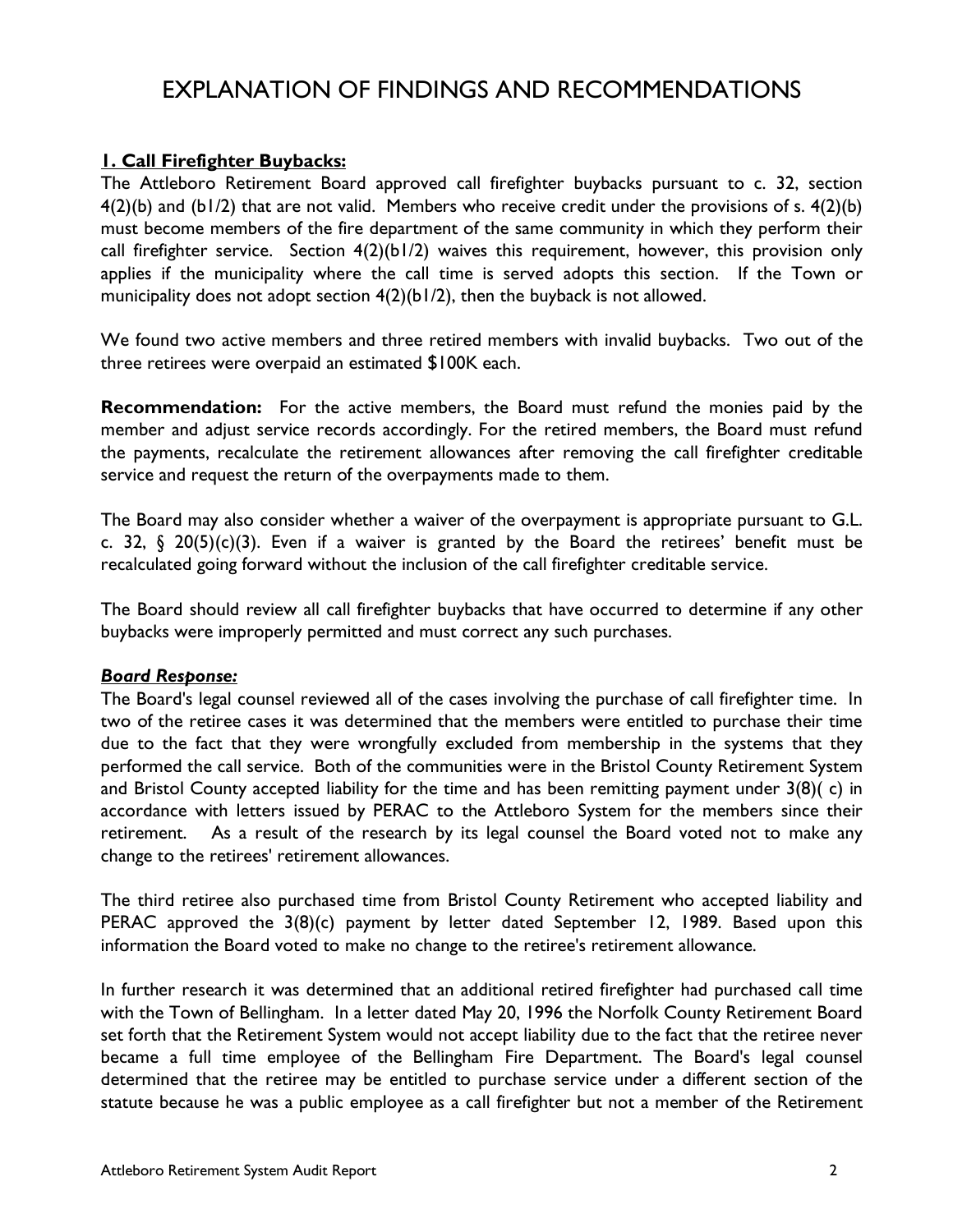# EXPLANATION OF FINDINGS AND RECOMMENDATIONS

**1. Call Firefighter Buybacks:**

The Attleboro Retirement Board approved call firefighter buybacks pursuant to c. 32, section 4(2)(b) and (b1/2) that are not valid. Members who receive credit under the provisions of s. 4(2)(b) must become members of the fire department of the same community in which they perform their call firefighter service. Section 4(2)(b1/2) waives this requirement, however, this provision only applies if the municipality where the call time is served adopts this section. If the Town or municipality does not adopt section 4(2)(b1/2), then the buyback is not allowed.

We found two active members and three retired members with invalid buybacks. Two out of the three retirees were overpaid an estimated $100K each.

**Recommendation:** For the active members, the Board must refund the monies paid by the member and adjust service records accordingly. For the retired members, the Board must refund the payments, recalculate the retirement allowances after removing the call firefighter creditable service and request the return of the overpayments made to them.

The Board may also consider whether a waiver of the overpayment is appropriate pursuant to G.L. c. 32, § 20(5)(c)(3). Even if a waiver is granted by the Board the retirees' benefit must be recalculated going forward without the inclusion of the call firefighter creditable service.

The Board should review all call firefighter buybacks that have occurred to determine if any other buybacks were improperly permitted and must correct any such purchases.

***Board Response:***

The Board's legal counsel reviewed all of the cases involving the purchase of call firefighter time. In two of the retiree cases it was determined that the members were entitled to purchase their time due to the fact that they were wrongfully excluded from membership in the systems that they performed the call service. Both of the communities were in the Bristol County Retirement System and Bristol County accepted liability for the time and has been remitting payment under 3(8)( c) in accordance with letters issued by PERAC to the Attleboro System for the members since their retirement. As a result of the research by its legal counsel the Board voted not to make any change to the retirees' retirement allowances.

The third retiree also purchased time from Bristol County Retirement who accepted liability and PERAC approved the 3(8)(c) payment by letter dated September 12, 1989. Based upon this information the Board voted to make no change to the retiree's retirement allowance.

In further research it was determined that an additional retired firefighter had purchased call time with the Town of Bellingham. In a letter dated May 20, 1996 the Norfolk County Retirement Board set forth that the Retirement System would not accept liability due to the fact that the retiree never became a full time employee of the Bellingham Fire Department. The Board's legal counsel determined that the retiree may be entitled to purchase service under a different section of the statute because he was a public employee as a call firefighter but not a member of the Retirement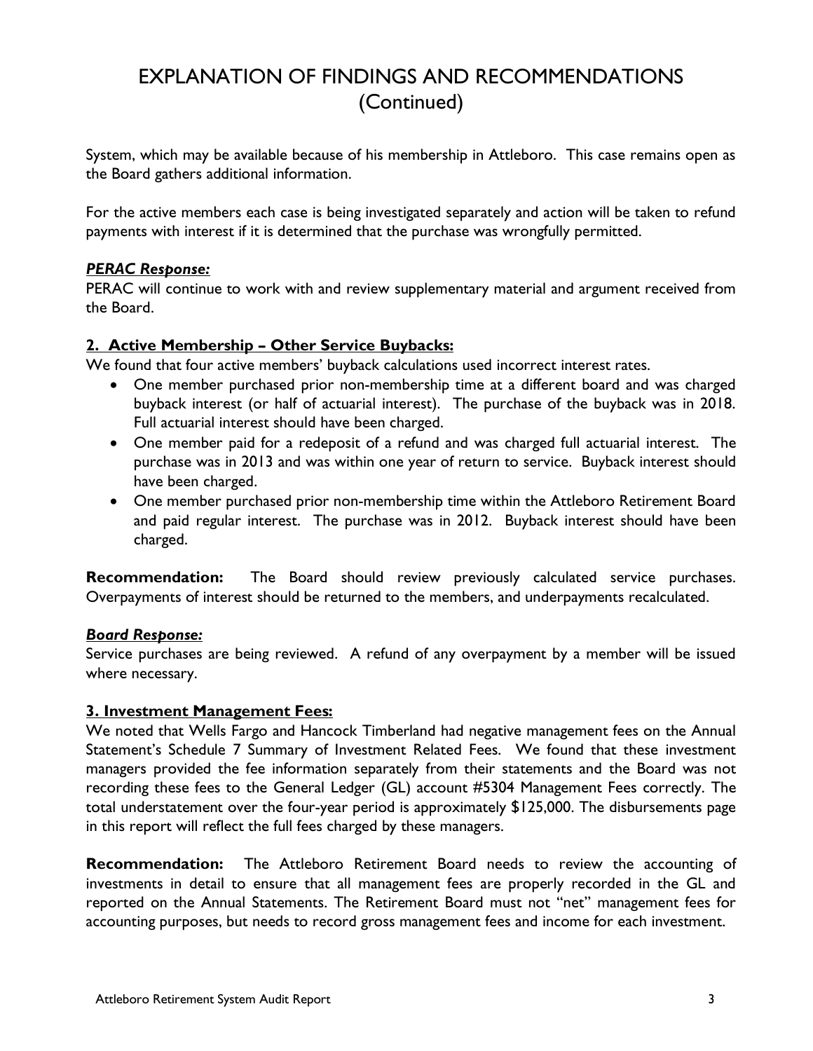# EXPLANATION OF FINDINGS AND RECOMMENDATIONS (Continued)

System, which may be available because of his membership in Attleboro. This case remains open as the Board gathers additional information.

For the active members each case is being investigated separately and action will be taken to refund payments with interest if it is determined that the purchase was wrongfully permitted.

***PERAC Response:***

PERAC will continue to work with and review supplementary material and argument received from the Board.

**2. Active Membership – Other Service Buybacks:**

We found that four active members' buyback calculations used incorrect interest rates.

- One member purchased prior non-membership time at a different board and was charged buyback interest (or half of actuarial interest). The purchase of the buyback was in 2018. Full actuarial interest should have been charged.
- One member paid for a redeposit of a refund and was charged full actuarial interest. The purchase was in 2013 and was within one year of return to service. Buyback interest should have been charged.
- One member purchased prior non-membership time within the Attleboro Retirement Board and paid regular interest. The purchase was in 2012. Buyback interest should have been charged.

**Recommendation:** The Board should review previously calculated service purchases. Overpayments of interest should be returned to the members, and underpayments recalculated.

***Board Response:***

Service purchases are being reviewed. A refund of any overpayment by a member will be issued where necessary.

**3. Investment Management Fees:**

We noted that Wells Fargo and Hancock Timberland had negative management fees on the Annual Statement's Schedule 7 Summary of Investment Related Fees. We found that these investment managers provided the fee information separately from their statements and the Board was not recording these fees to the General Ledger (GL) account #5304 Management Fees correctly. The total understatement over the four-year period is approximately $125,000. The disbursements page in this report will reflect the full fees charged by these managers.

**Recommendation:** The Attleboro Retirement Board needs to review the accounting of investments in detail to ensure that all management fees are properly recorded in the GL and reported on the Annual Statements. The Retirement Board must not "net" management fees for accounting purposes, but needs to record gross management fees and income for each investment.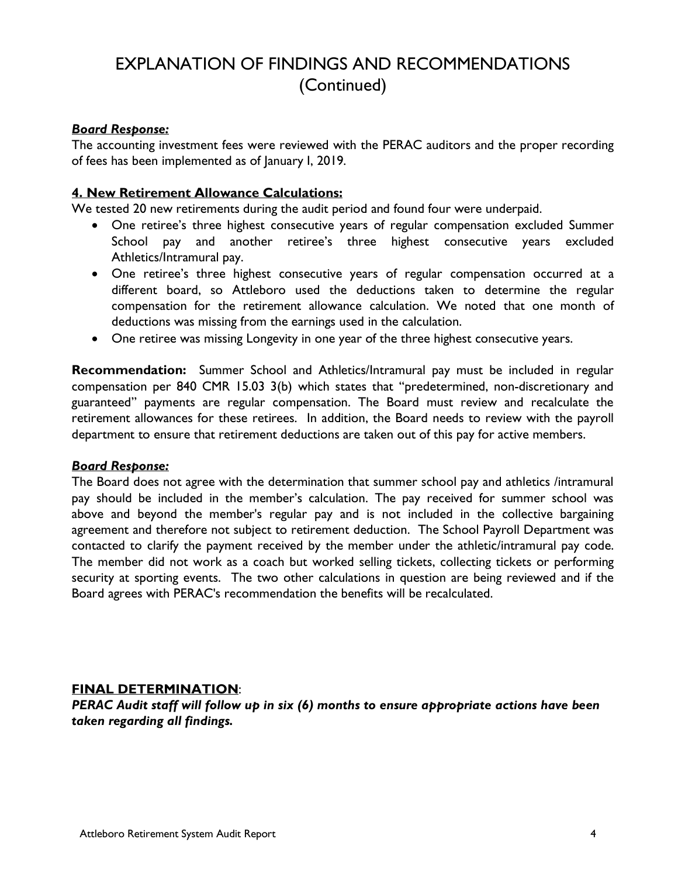# EXPLANATION OF FINDINGS AND RECOMMENDATIONS (Continued)

***Board Response:***
The accounting investment fees were reviewed with the PERAC auditors and the proper recording of fees has been implemented as of January l, 2019.

**4. New Retirement Allowance Calculations:**
We tested 20 new retirements during the audit period and found four were underpaid.

- One retiree's three highest consecutive years of regular compensation excluded Summer School pay and another retiree's three highest consecutive years excluded Athletics/Intramural pay.
- One retiree's three highest consecutive years of regular compensation occurred at a different board, so Attleboro used the deductions taken to determine the regular compensation for the retirement allowance calculation. We noted that one month of deductions was missing from the earnings used in the calculation.
- One retiree was missing Longevity in one year of the three highest consecutive years.

**Recommendation:** Summer School and Athletics/Intramural pay must be included in regular compensation per 840 CMR 15.03 3(b) which states that "predetermined, non-discretionary and guaranteed" payments are regular compensation. The Board must review and recalculate the retirement allowances for these retirees. In addition, the Board needs to review with the payroll department to ensure that retirement deductions are taken out of this pay for active members.

***Board Response:***
The Board does not agree with the determination that summer school pay and athletics /intramural pay should be included in the member's calculation. The pay received for summer school was above and beyond the member's regular pay and is not included in the collective bargaining agreement and therefore not subject to retirement deduction. The School Payroll Department was contacted to clarify the payment received by the member under the athletic/intramural pay code. The member did not work as a coach but worked selling tickets, collecting tickets or performing security at sporting events. The two other calculations in question are being reviewed and if the Board agrees with PERAC's recommendation the benefits will be recalculated.

**FINAL DETERMINATION**:
***PERAC Audit staff will follow up in six (6) months to ensure appropriate actions have been taken regarding all findings.***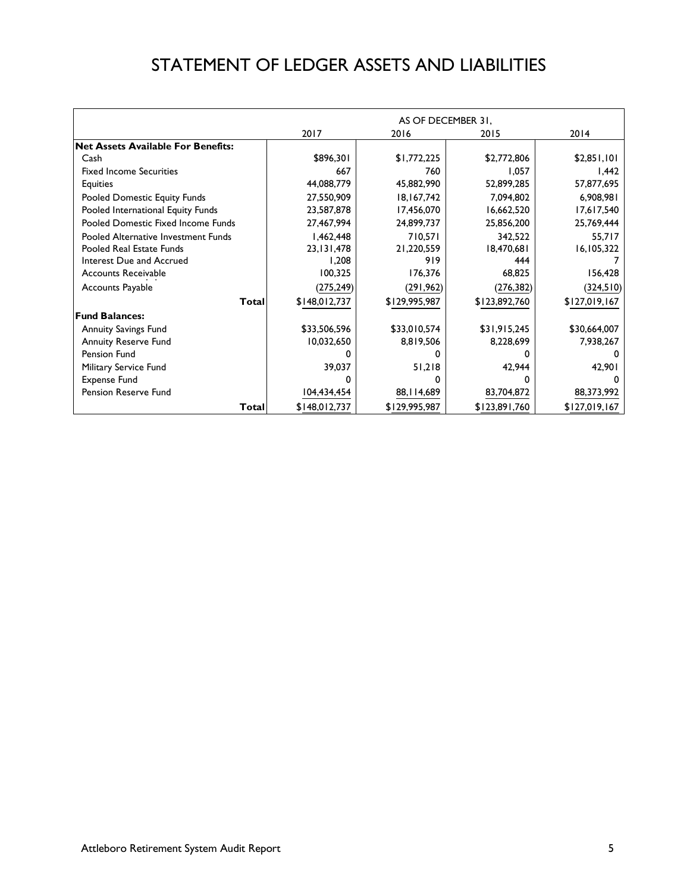# STATEMENT OF LEDGER ASSETS AND LIABILITIES

| | AS OF DECEMBER 31, | | | |
|---|---|---|---|---|
| | 2017 | 2016 | 2015 | 2014 |
| **Net Assets Available For Benefits:** | | | | |
| Cash | $896,301 | $1,772,225 | $2,772,806 | $2,851,101 |
| Fixed Income Securities | 667 | 760 | 1,057 | 1,442 |
| Equities | 44,088,779 | 45,882,990 | 52,899,285 | 57,877,695 |
| Pooled Domestic Equity Funds | 27,550,909 | 18,167,742 | 7,094,802 | 6,908,981 |
| Pooled International Equity Funds | 23,587,878 | 17,456,070 | 16,662,520 | 17,617,540 |
| Pooled Domestic Fixed Income Funds | 27,467,994 | 24,899,737 | 25,856,200 | 25,769,444 |
| Pooled Alternative Investment Funds | 1,462,448 | 710,571 | 342,522 | 55,717 |
| Pooled Real Estate Funds | 23,131,478 | 21,220,559 | 18,470,681 | 16,105,322 |
| Interest Due and Accrued | 1,208 | 919 | 444 | 7 |
| Accounts Receivable | 100,325 | 176,376 | 68,825 | 156,428 |
| Accounts Payable | (275,249) | (291,962) | (276,382) | (324,510) |
| **Total** | $148,012,737 | $129,995,987 | $123,892,760 | $127,019,167 |
| **Fund Balances:** | | | | |
| Annuity Savings Fund | $33,506,596 | $33,010,574 | $31,915,245 | $30,664,007 |
| Annuity Reserve Fund | 10,032,650 | 8,819,506 | 8,228,699 | 7,938,267 |
| Pension Fund | 0 | 0 | 0 | 0 |
| Military Service Fund | 39,037 | 51,218 | 42,944 | 42,901 |
| Expense Fund | 0 | 0 | 0 | 0 |
| Pension Reserve Fund | 104,434,454 | 88,114,689 | 83,704,872 | 88,373,992 |
| **Total** | $148,012,737 | $129,995,987 | $123,891,760 | $127,019,167 |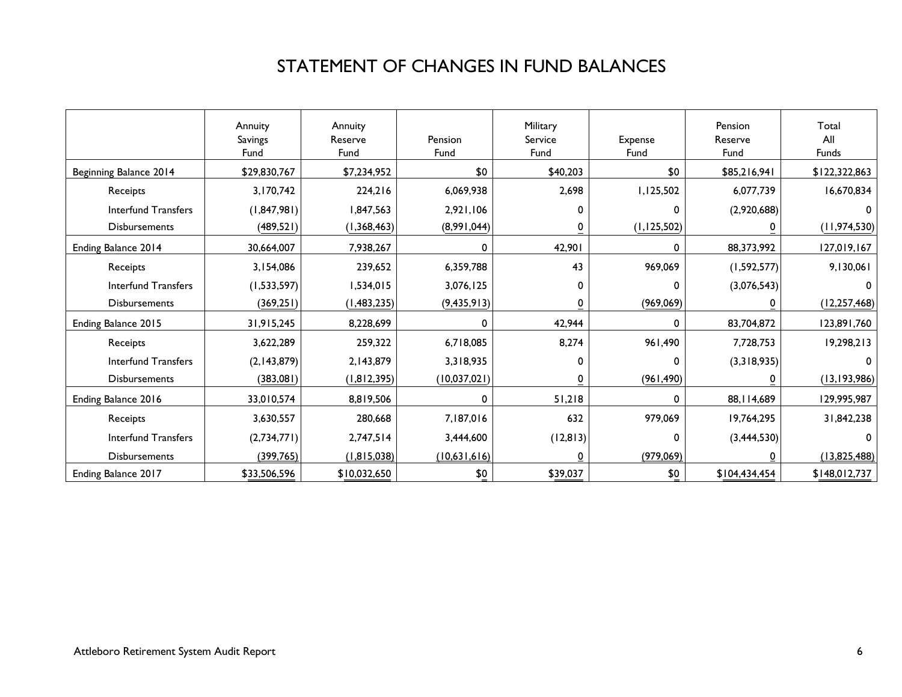# STATEMENT OF CHANGES IN FUND BALANCES

| | Annuity Savings Fund | Annuity Reserve Fund | Pension Fund | Military Service Fund | Expense Fund | Pension Reserve Fund | Total All Funds |
|---|---|---|---|---|---|---|---|
| Beginning Balance 2014 | $29,830,767 | $7,234,952 | $0 | $40,203 | $0 | $85,216,941 | $122,322,863 |
| Receipts | 3,170,742 | 224,216 | 6,069,938 | 2,698 | 1,125,502 | 6,077,739 | 16,670,834 |
| Interfund Transfers | (1,847,981) | 1,847,563 | 2,921,106 | 0 | 0 | (2,920,688) | 0 |
| Disbursements | (489,521) | (1,368,463) | (8,991,044) | 0 | (1,125,502) | 0 | (11,974,530) |
| Ending Balance 2014 | 30,664,007 | 7,938,267 | 0 | 42,901 | 0 | 88,373,992 | 127,019,167 |
| Receipts | 3,154,086 | 239,652 | 6,359,788 | 43 | 969,069 | (1,592,577) | 9,130,061 |
| Interfund Transfers | (1,533,597) | 1,534,015 | 3,076,125 | 0 | 0 | (3,076,543) | 0 |
| Disbursements | (369,251) | (1,483,235) | (9,435,913) | 0 | (969,069) | 0 | (12,257,468) |
| Ending Balance 2015 | 31,915,245 | 8,228,699 | 0 | 42,944 | 0 | 83,704,872 | 123,891,760 |
| Receipts | 3,622,289 | 259,322 | 6,718,085 | 8,274 | 961,490 | 7,728,753 | 19,298,213 |
| Interfund Transfers | (2,143,879) | 2,143,879 | 3,318,935 | 0 | 0 | (3,318,935) | 0 |
| Disbursements | (383,081) | (1,812,395) | (10,037,021) | 0 | (961,490) | 0 | (13,193,986) |
| Ending Balance 2016 | 33,010,574 | 8,819,506 | 0 | 51,218 | 0 | 88,114,689 | 129,995,987 |
| Receipts | 3,630,557 | 280,668 | 7,187,016 | 632 | 979,069 | 19,764,295 | 31,842,238 |
| Interfund Transfers | (2,734,771) | 2,747,514 | 3,444,600 | (12,813) | 0 | (3,444,530) | 0 |
| Disbursements | (399,765) | (1,815,038) | (10,631,616) | 0 | (979,069) | 0 | (13,825,488) |
| Ending Balance 2017 | $33,506,596 | $10,032,650 | $0 | $39,037 | $0 | $104,434,454 | $148,012,737 |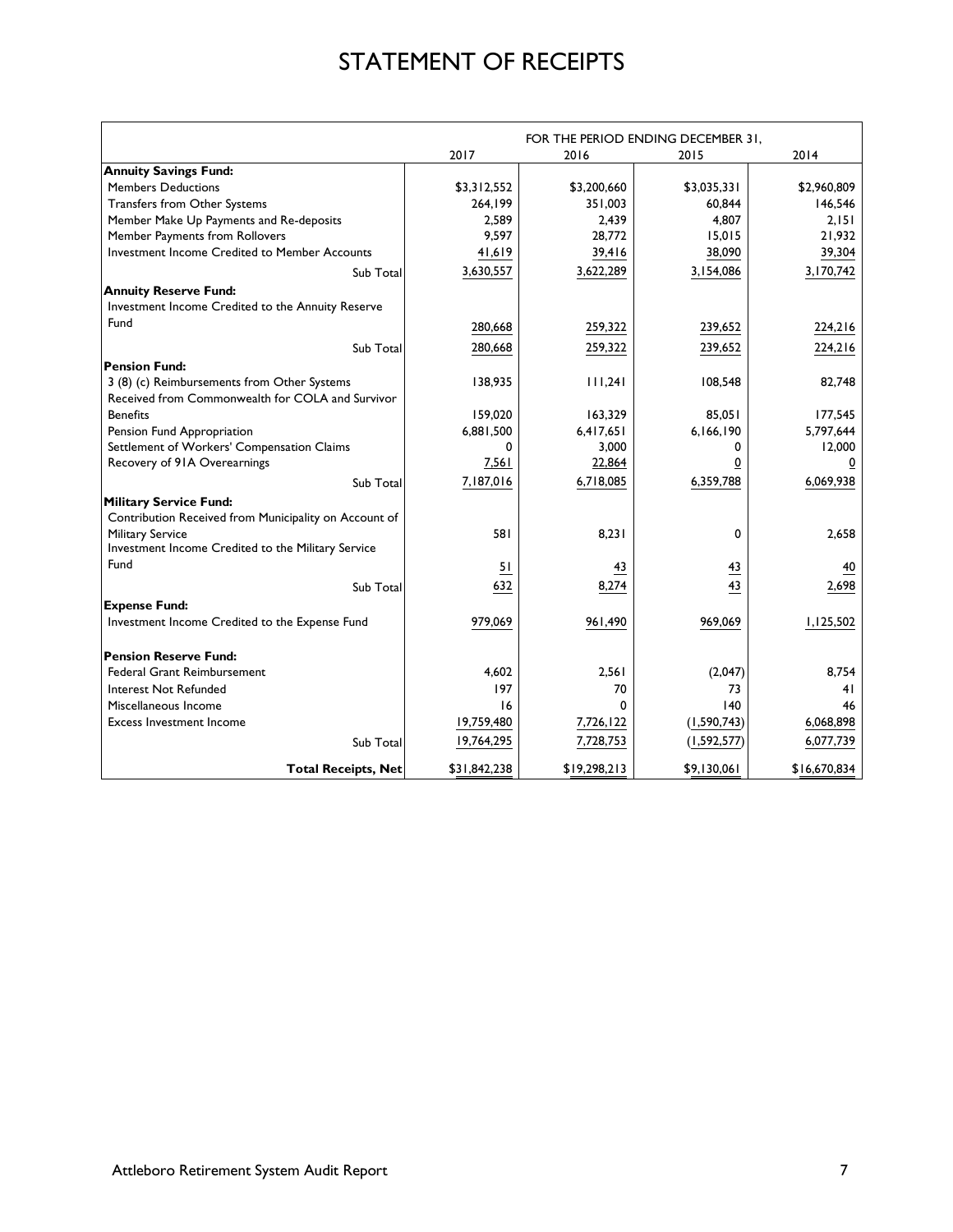# STATEMENT OF RECEIPTS

| | FOR THE PERIOD ENDING DECEMBER 31, | | | |
|---|---|---|---|---|
| | 2017 | 2016 | 2015 | 2014 |
| **Annuity Savings Fund:** | | | | |
| Members Deductions | $3,312,552 | $3,200,660 | $3,035,331 | $2,960,809 |
| Transfers from Other Systems | 264,199 | 351,003 | 60,844 | 146,546 |
| Member Make Up Payments and Re-deposits | 2,589 | 2,439 | 4,807 | 2,151 |
| Member Payments from Rollovers | 9,597 | 28,772 | 15,015 | 21,932 |
| Investment Income Credited to Member Accounts | 41,619 | 39,416 | 38,090 | 39,304 |
| Sub Total | 3,630,557 | 3,622,289 | 3,154,086 | 3,170,742 |
| **Annuity Reserve Fund:** | | | | |
| Investment Income Credited to the Annuity Reserve Fund | 280,668 | 259,322 | 239,652 | 224,216 |
| Sub Total | 280,668 | 259,322 | 239,652 | 224,216 |
| **Pension Fund:** | | | | |
| 3 (8) (c) Reimbursements from Other Systems | 138,935 | 111,241 | 108,548 | 82,748 |
| Received from Commonwealth for COLA and Survivor Benefits | 159,020 | 163,329 | 85,051 | 177,545 |
| Pension Fund Appropriation | 6,881,500 | 6,417,651 | 6,166,190 | 5,797,644 |
| Settlement of Workers' Compensation Claims | 0 | 3,000 | 0 | 12,000 |
| Recovery of 91A Overearnings | 7,561 | 22,864 | 0 | 0 |
| Sub Total | 7,187,016 | 6,718,085 | 6,359,788 | 6,069,938 |
| **Military Service Fund:** | | | | |
| Contribution Received from Municipality on Account of Military Service | 581 | 8,231 | 0 | 2,658 |
| Investment Income Credited to the Military Service Fund | 51 | 43 | 43 | 40 |
| Sub Total | 632 | 8,274 | 43 | 2,698 |
| **Expense Fund:** | | | | |
| Investment Income Credited to the Expense Fund | 979,069 | 961,490 | 969,069 | 1,125,502 |
| **Pension Reserve Fund:** | | | | |
| Federal Grant Reimbursement | 4,602 | 2,561 | (2,047) | 8,754 |
| Interest Not Refunded | 197 | 70 | 73 | 41 |
| Miscellaneous Income | 16 | 0 | 140 | 46 |
| Excess Investment Income | 19,759,480 | 7,726,122 | (1,590,743) | 6,068,898 |
| Sub Total | 19,764,295 | 7,728,753 | (1,592,577) | 6,077,739 |
| **Total Receipts, Net** | $31,842,238 | $19,298,213 | $9,130,061 | $16,670,834 |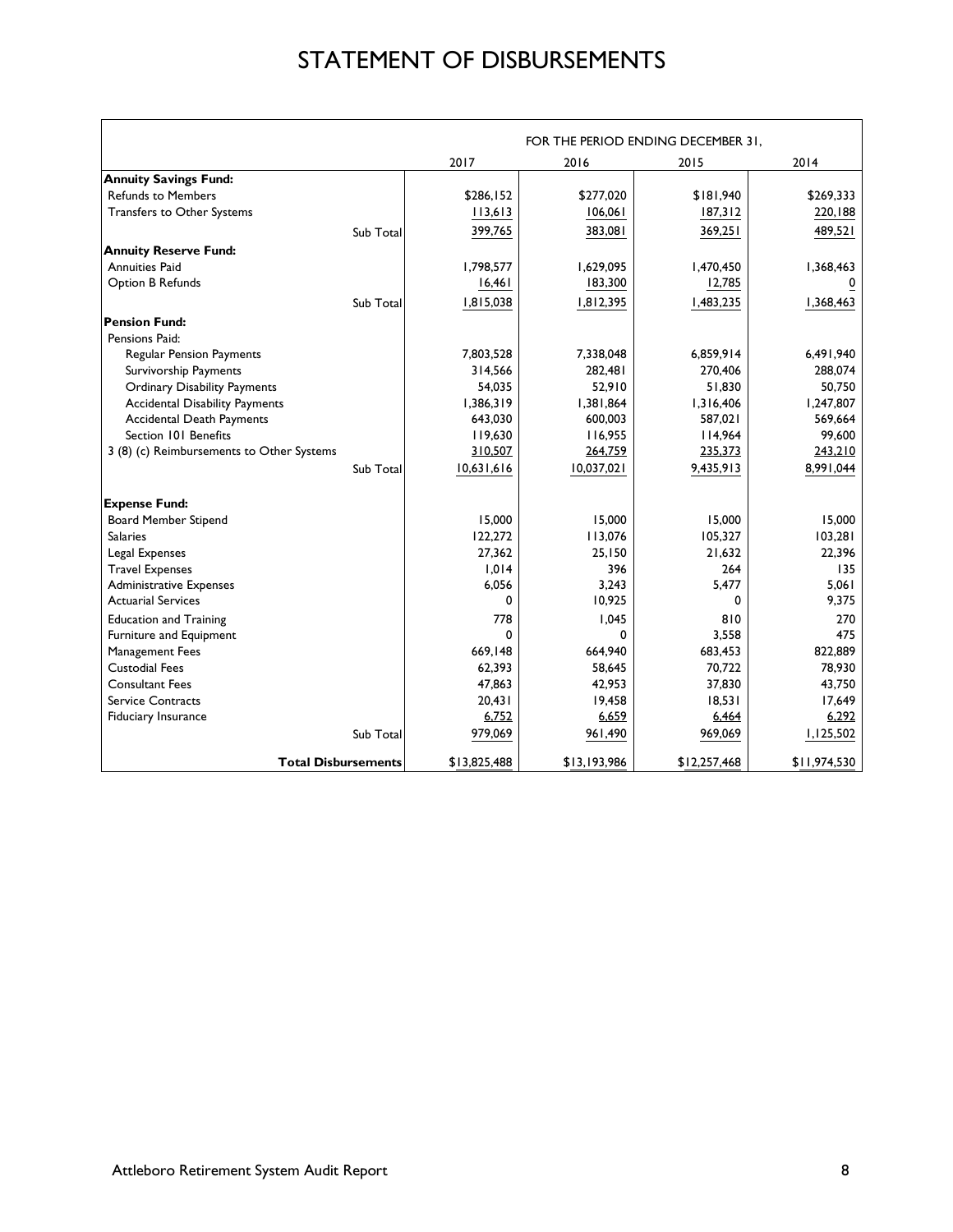# STATEMENT OF DISBURSEMENTS

| | FOR THE PERIOD ENDING DECEMBER 31, | | | |
|---|---|---|---|---|
| | 2017 | 2016 | 2015 | 2014 |
| **Annuity Savings Fund:** | | | | |
| Refunds to Members | $286,152 | $277,020 | $181,940 | $269,333 |
| Transfers to Other Systems | 113,613 | 106,061 | 187,312 | 220,188 |
| Sub Total | 399,765 | 383,081 | 369,251 | 489,521 |
| **Annuity Reserve Fund:** | | | | |
| Annuities Paid | 1,798,577 | 1,629,095 | 1,470,450 | 1,368,463 |
| Option B Refunds | 16,461 | 183,300 | 12,785 | 0 |
| Sub Total | 1,815,038 | 1,812,395 | 1,483,235 | 1,368,463 |
| **Pension Fund:** | | | | |
| Pensions Paid: | | | | |
| Regular Pension Payments | 7,803,528 | 7,338,048 | 6,859,914 | 6,491,940 |
| Survivorship Payments | 314,566 | 282,481 | 270,406 | 288,074 |
| Ordinary Disability Payments | 54,035 | 52,910 | 51,830 | 50,750 |
| Accidental Disability Payments | 1,386,319 | 1,381,864 | 1,316,406 | 1,247,807 |
| Accidental Death Payments | 643,030 | 600,003 | 587,021 | 569,664 |
| Section 101 Benefits | 119,630 | 116,955 | 114,964 | 99,600 |
| 3 (8) (c) Reimbursements to Other Systems | 310,507 | 264,759 | 235,373 | 243,210 |
| Sub Total | 10,631,616 | 10,037,021 | 9,435,913 | 8,991,044 |
| **Expense Fund:** | | | | |
| Board Member Stipend | 15,000 | 15,000 | 15,000 | 15,000 |
| Salaries | 122,272 | 113,076 | 105,327 | 103,281 |
| Legal Expenses | 27,362 | 25,150 | 21,632 | 22,396 |
| Travel Expenses | 1,014 | 396 | 264 | 135 |
| Administrative Expenses | 6,056 | 3,243 | 5,477 | 5,061 |
| Actuarial Services | 0 | 10,925 | 0 | 9,375 |
| Education and Training | 778 | 1,045 | 810 | 270 |
| Furniture and Equipment | 0 | 0 | 3,558 | 475 |
| Management Fees | 669,148 | 664,940 | 683,453 | 822,889 |
| Custodial Fees | 62,393 | 58,645 | 70,722 | 78,930 |
| Consultant Fees | 47,863 | 42,953 | 37,830 | 43,750 |
| Service Contracts | 20,431 | 19,458 | 18,531 | 17,649 |
| Fiduciary Insurance | 6,752 | 6,659 | 6,464 | 6,292 |
| Sub Total | 979,069 | 961,490 | 969,069 | 1,125,502 |
| **Total Disbursements** | $13,825,488 | $13,193,986 | $12,257,468 | $11,974,530 |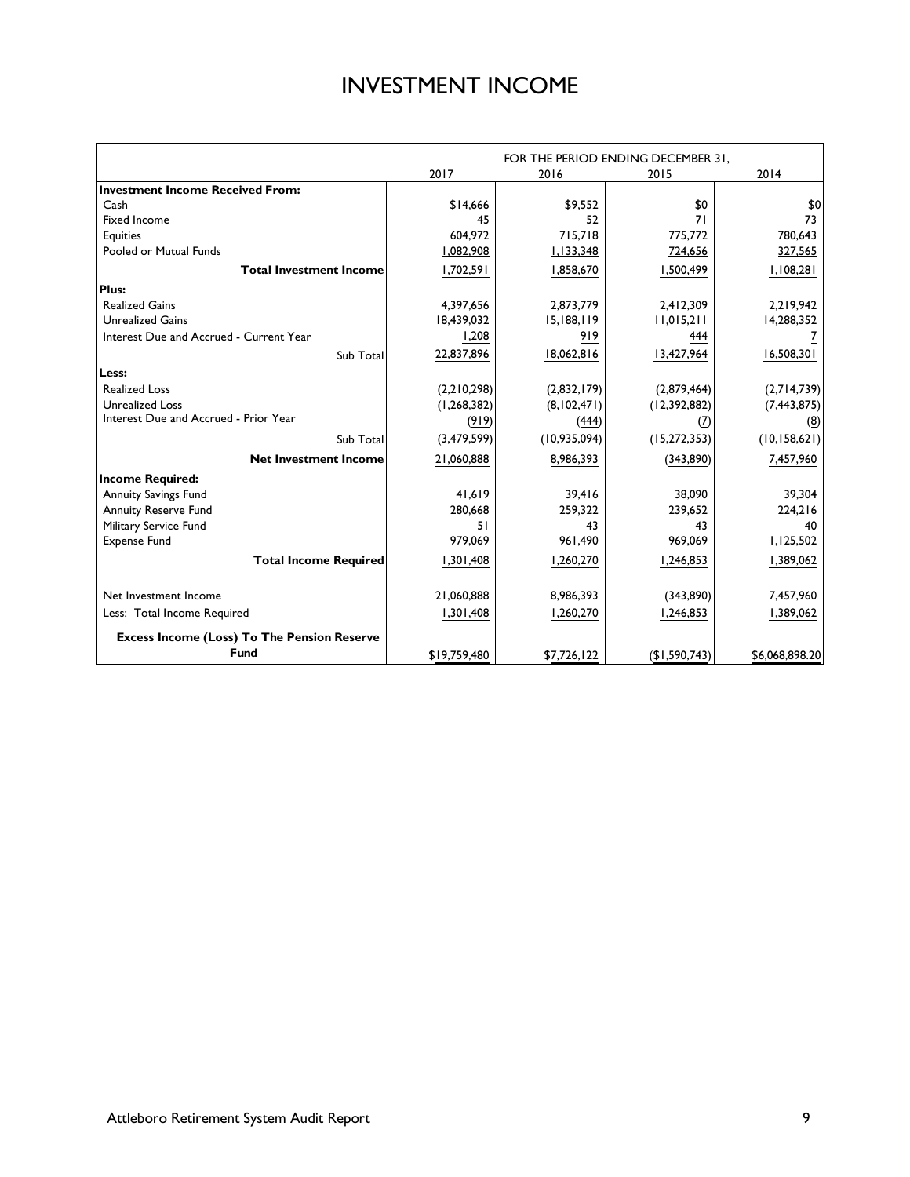# INVESTMENT INCOME

| | FOR THE PERIOD ENDING DECEMBER 31, | | | |
|---|---|---|---|---|
| | 2017 | 2016 | 2015 | 2014 |
| **Investment Income Received From:** | | | | |
| Cash | $14,666 | $9,552 | $0 | $0 |
| Fixed Income | 45 | 52 | 71 | 73 |
| Equities | 604,972 | 715,718 | 775,772 | 780,643 |
| Pooled or Mutual Funds | 1,082,908 | 1,133,348 | 724,656 | 327,565 |
| **Total Investment Income** | 1,702,591 | 1,858,670 | 1,500,499 | 1,108,281 |
| **Plus:** | | | | |
| Realized Gains | 4,397,656 | 2,873,779 | 2,412,309 | 2,219,942 |
| Unrealized Gains | 18,439,032 | 15,188,119 | 11,015,211 | 14,288,352 |
| Interest Due and Accrued - Current Year | 1,208 | 919 | 444 | 7 |
| Sub Total | 22,837,896 | 18,062,816 | 13,427,964 | 16,508,301 |
| **Less:** | | | | |
| Realized Loss | (2,210,298) | (2,832,179) | (2,879,464) | (2,714,739) |
| Unrealized Loss | (1,268,382) | (8,102,471) | (12,392,882) | (7,443,875) |
| Interest Due and Accrued - Prior Year | (919) | (444) | (7) | (8) |
| Sub Total | (3,479,599) | (10,935,094) | (15,272,353) | (10,158,621) |
| **Net Investment Income** | 21,060,888 | 8,986,393 | (343,890) | 7,457,960 |
| **Income Required:** | | | | |
| Annuity Savings Fund | 41,619 | 39,416 | 38,090 | 39,304 |
| Annuity Reserve Fund | 280,668 | 259,322 | 239,652 | 224,216 |
| Military Service Fund | 51 | 43 | 43 | 40 |
| Expense Fund | 979,069 | 961,490 | 969,069 | 1,125,502 |
| **Total Income Required** | 1,301,408 | 1,260,270 | 1,246,853 | 1,389,062 |
| Net Investment Income | 21,060,888 | 8,986,393 | (343,890) | 7,457,960 |
| Less: Total Income Required | 1,301,408 | 1,260,270 | 1,246,853 | 1,389,062 |
| **Excess Income (Loss) To The Pension Reserve Fund** | $19,759,480 | $7,726,122 | ($1,590,743) | $6,068,898.20 |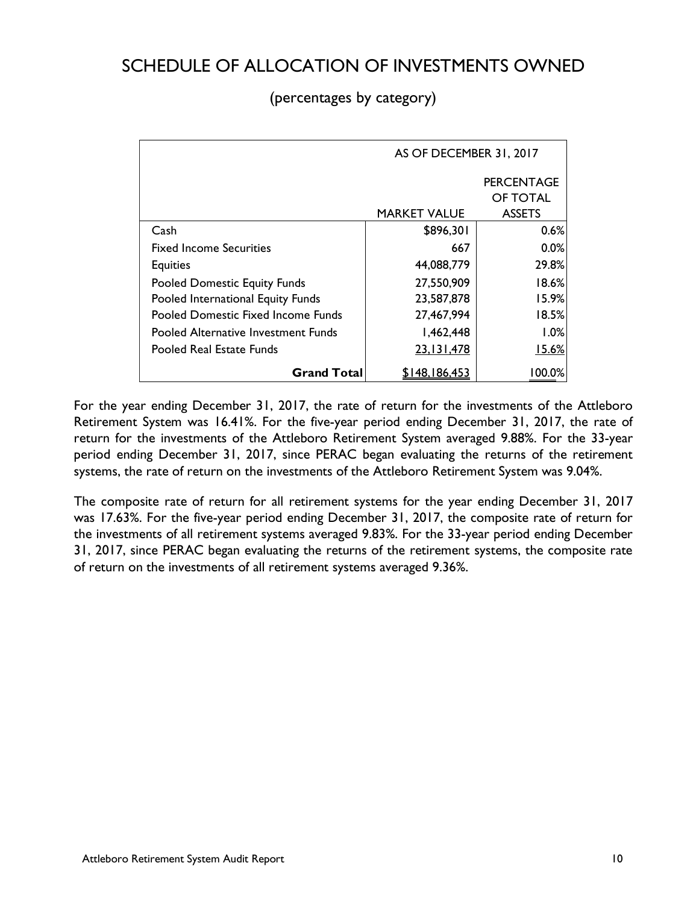# SCHEDULE OF ALLOCATION OF INVESTMENTS OWNED

(percentages by category)

| | AS OF DECEMBER 31, 2017 | |
|---|---|---|
| | MARKET VALUE | PERCENTAGE OF TOTAL ASSETS |
| Cash | $896,301 | 0.6% |
| Fixed Income Securities | 667 | 0.0% |
| Equities | 44,088,779 | 29.8% |
| Pooled Domestic Equity Funds | 27,550,909 | 18.6% |
| Pooled International Equity Funds | 23,587,878 | 15.9% |
| Pooled Domestic Fixed Income Funds | 27,467,994 | 18.5% |
| Pooled Alternative Investment Funds | 1,462,448 | 1.0% |
| Pooled Real Estate Funds | 23,131,478 | 15.6% |
| **Grand Total** | $148,186,453 | 100.0% |

For the year ending December 31, 2017, the rate of return for the investments of the Attleboro Retirement System was 16.41%. For the five-year period ending December 31, 2017, the rate of return for the investments of the Attleboro Retirement System averaged 9.88%. For the 33-year period ending December 31, 2017, since PERAC began evaluating the returns of the retirement systems, the rate of return on the investments of the Attleboro Retirement System was 9.04%.

The composite rate of return for all retirement systems for the year ending December 31, 2017 was 17.63%. For the five-year period ending December 31, 2017, the composite rate of return for the investments of all retirement systems averaged 9.83%. For the 33-year period ending December 31, 2017, since PERAC began evaluating the returns of the retirement systems, the composite rate of return on the investments of all retirement systems averaged 9.36%.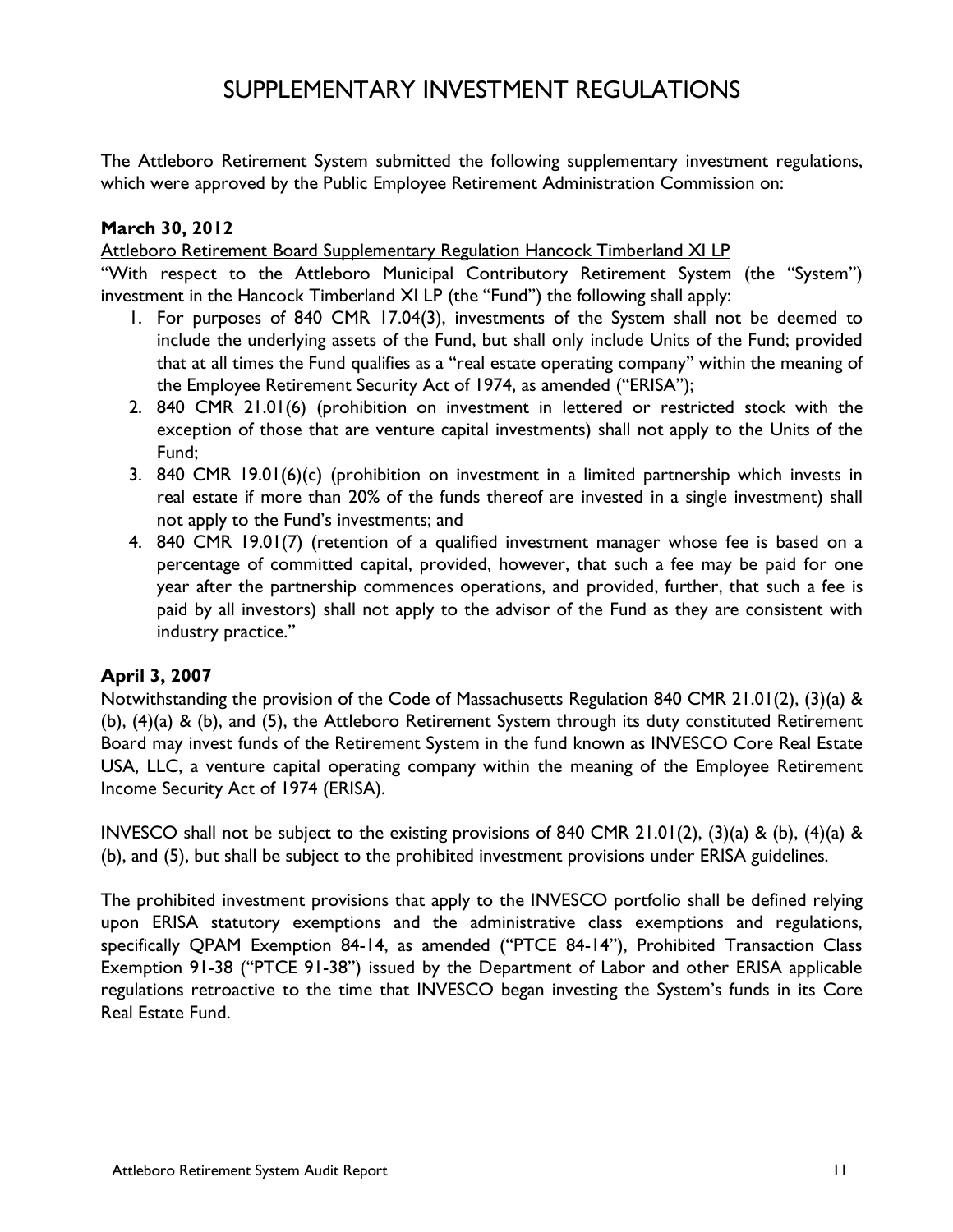# SUPPLEMENTARY INVESTMENT REGULATIONS

The Attleboro Retirement System submitted the following supplementary investment regulations, which were approved by the Public Employee Retirement Administration Commission on:

**March 30, 2012**

Attleboro Retirement Board Supplementary Regulation Hancock Timberland XI LP

"With respect to the Attleboro Municipal Contributory Retirement System (the "System") investment in the Hancock Timberland XI LP (the "Fund") the following shall apply:

1. For purposes of 840 CMR 17.04(3), investments of the System shall not be deemed to include the underlying assets of the Fund, but shall only include Units of the Fund; provided that at all times the Fund qualifies as a "real estate operating company" within the meaning of the Employee Retirement Security Act of 1974, as amended ("ERISA");
2. 840 CMR 21.01(6) (prohibition on investment in lettered or restricted stock with the exception of those that are venture capital investments) shall not apply to the Units of the Fund;
3. 840 CMR 19.01(6)(c) (prohibition on investment in a limited partnership which invests in real estate if more than 20% of the funds thereof are invested in a single investment) shall not apply to the Fund's investments; and
4. 840 CMR 19.01(7) (retention of a qualified investment manager whose fee is based on a percentage of committed capital, provided, however, that such a fee may be paid for one year after the partnership commences operations, and provided, further, that such a fee is paid by all investors) shall not apply to the advisor of the Fund as they are consistent with industry practice."

**April 3, 2007**

Notwithstanding the provision of the Code of Massachusetts Regulation 840 CMR 21.01(2), (3)(a) & (b), (4)(a) & (b), and (5), the Attleboro Retirement System through its duty constituted Retirement Board may invest funds of the Retirement System in the fund known as INVESCO Core Real Estate USA, LLC, a venture capital operating company within the meaning of the Employee Retirement Income Security Act of 1974 (ERISA).

INVESCO shall not be subject to the existing provisions of 840 CMR 21.01(2), (3)(a) & (b), (4)(a) & (b), and (5), but shall be subject to the prohibited investment provisions under ERISA guidelines.

The prohibited investment provisions that apply to the INVESCO portfolio shall be defined relying upon ERISA statutory exemptions and the administrative class exemptions and regulations, specifically QPAM Exemption 84-14, as amended ("PTCE 84-14"), Prohibited Transaction Class Exemption 91-38 ("PTCE 91-38") issued by the Department of Labor and other ERISA applicable regulations retroactive to the time that INVESCO began investing the System's funds in its Core Real Estate Fund.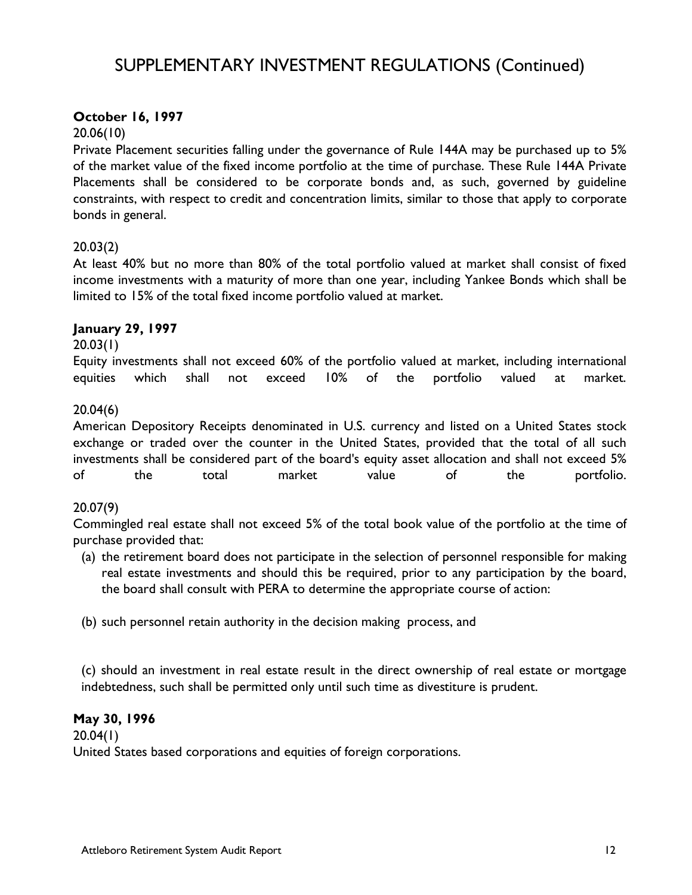# SUPPLEMENTARY INVESTMENT REGULATIONS (Continued)

**October 16, 1997**

20.06(10)

Private Placement securities falling under the governance of Rule 144A may be purchased up to 5% of the market value of the fixed income portfolio at the time of purchase. These Rule 144A Private Placements shall be considered to be corporate bonds and, as such, governed by guideline constraints, with respect to credit and concentration limits, similar to those that apply to corporate bonds in general.

20.03(2)

At least 40% but no more than 80% of the total portfolio valued at market shall consist of fixed income investments with a maturity of more than one year, including Yankee Bonds which shall be limited to 15% of the total fixed income portfolio valued at market.

**January 29, 1997**

20.03(1)

Equity investments shall not exceed 60% of the portfolio valued at market, including international equities which shall not exceed 10% of the portfolio valued at market.

20.04(6)

American Depository Receipts denominated in U.S. currency and listed on a United States stock exchange or traded over the counter in the United States, provided that the total of all such investments shall be considered part of the board's equity asset allocation and shall not exceed 5% of the total market value of the portfolio.

20.07(9)

Commingled real estate shall not exceed 5% of the total book value of the portfolio at the time of purchase provided that:

(a) the retirement board does not participate in the selection of personnel responsible for making real estate investments and should this be required, prior to any participation by the board, the board shall consult with PERA to determine the appropriate course of action:

(b) such personnel retain authority in the decision making process, and

(c) should an investment in real estate result in the direct ownership of real estate or mortgage indebtedness, such shall be permitted only until such time as divestiture is prudent.

**May 30, 1996**

20.04(1)

United States based corporations and equities of foreign corporations.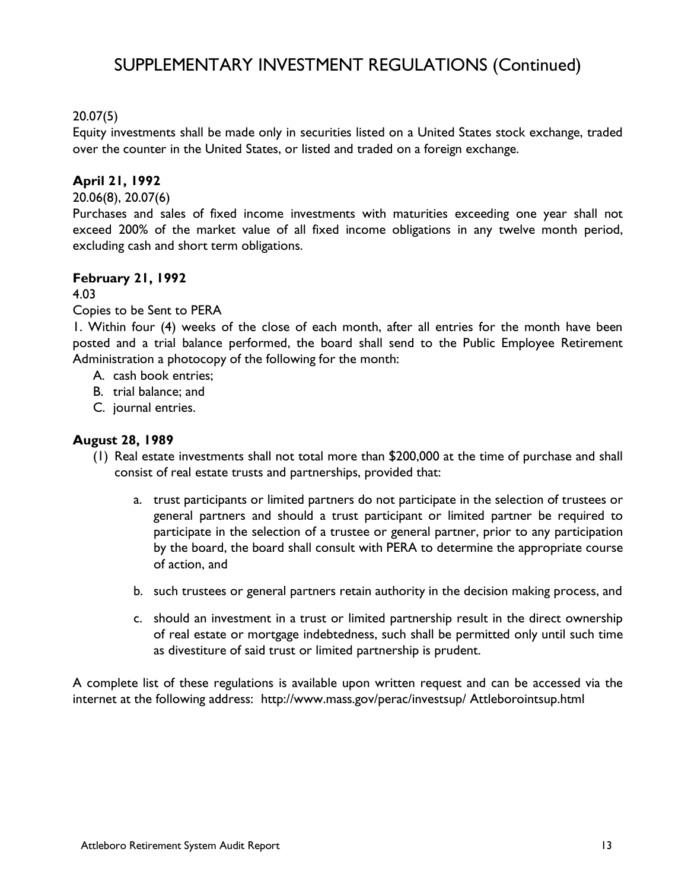# SUPPLEMENTARY INVESTMENT REGULATIONS (Continued)

20.07(5)
Equity investments shall be made only in securities listed on a United States stock exchange, traded over the counter in the United States, or listed and traded on a foreign exchange.

**April 21, 1992**
20.06(8), 20.07(6)
Purchases and sales of fixed income investments with maturities exceeding one year shall not exceed 200% of the market value of all fixed income obligations in any twelve month period, excluding cash and short term obligations.

**February 21, 1992**
4.03
Copies to be Sent to PERA
1. Within four (4) weeks of the close of each month, after all entries for the month have been posted and a trial balance performed, the board shall send to the Public Employee Retirement Administration a photocopy of the following for the month:
   A. cash book entries;
   B. trial balance; and
   C. journal entries.

**August 28, 1989**

(1) Real estate investments shall not total more than $200,000 at the time of purchase and shall consist of real estate trusts and partnerships, provided that:

   a. trust participants or limited partners do not participate in the selection of trustees or general partners and should a trust participant or limited partner be required to participate in the selection of a trustee or general partner, prior to any participation by the board, the board shall consult with PERA to determine the appropriate course of action, and

   b. such trustees or general partners retain authority in the decision making process, and

   c. should an investment in a trust or limited partnership result in the direct ownership of real estate or mortgage indebtedness, such shall be permitted only until such time as divestiture of said trust or limited partnership is prudent.

A complete list of these regulations is available upon written request and can be accessed via the internet at the following address: http://www.mass.gov/perac/investsup/ Attleborointsup.html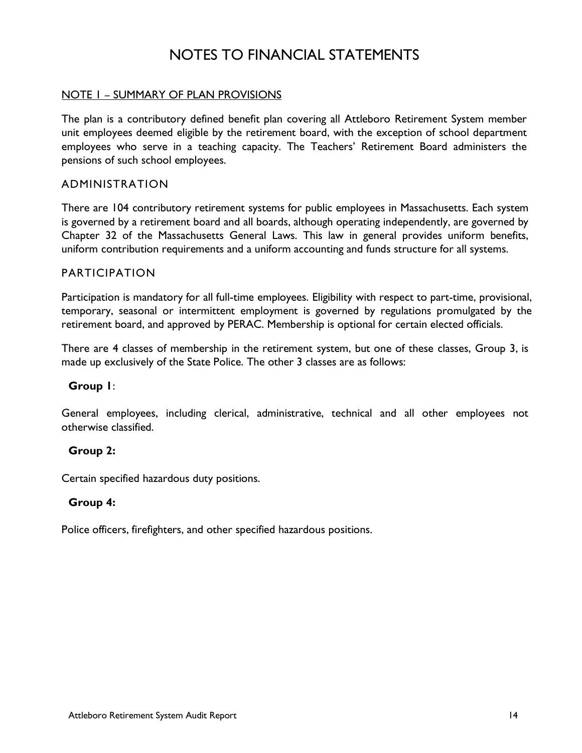# NOTES TO FINANCIAL STATEMENTS

## NOTE 1 – SUMMARY OF PLAN PROVISIONS

The plan is a contributory defined benefit plan covering all Attleboro Retirement System member unit employees deemed eligible by the retirement board, with the exception of school department employees who serve in a teaching capacity. The Teachers' Retirement Board administers the pensions of such school employees.

### ADMINISTRATION

There are 104 contributory retirement systems for public employees in Massachusetts. Each system is governed by a retirement board and all boards, although operating independently, are governed by Chapter 32 of the Massachusetts General Laws. This law in general provides uniform benefits, uniform contribution requirements and a uniform accounting and funds structure for all systems.

### PARTICIPATION

Participation is mandatory for all full-time employees. Eligibility with respect to part-time, provisional, temporary, seasonal or intermittent employment is governed by regulations promulgated by the retirement board, and approved by PERAC. Membership is optional for certain elected officials.

There are 4 classes of membership in the retirement system, but one of these classes, Group 3, is made up exclusively of the State Police. The other 3 classes are as follows:

**Group 1**:

General employees, including clerical, administrative, technical and all other employees not otherwise classified.

**Group 2:**

Certain specified hazardous duty positions.

**Group 4:**

Police officers, firefighters, and other specified hazardous positions.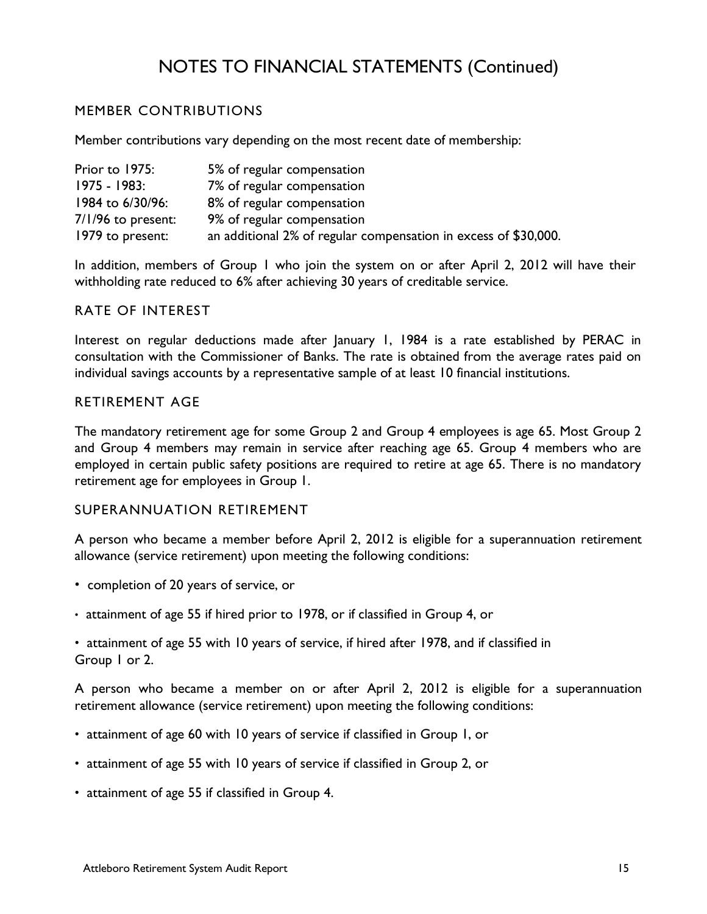# NOTES TO FINANCIAL STATEMENTS (Continued)

## MEMBER CONTRIBUTIONS

Member contributions vary depending on the most recent date of membership:

| | |
|---|---|
| Prior to 1975: | 5% of regular compensation |
| 1975 - 1983: | 7% of regular compensation |
| 1984 to 6/30/96: | 8% of regular compensation |
| 7/1/96 to present: | 9% of regular compensation |
| 1979 to present: | an additional 2% of regular compensation in excess of $30,000. |

In addition, members of Group 1 who join the system on or after April 2, 2012 will have their withholding rate reduced to 6% after achieving 30 years of creditable service.

## RATE OF INTEREST

Interest on regular deductions made after January 1, 1984 is a rate established by PERAC in consultation with the Commissioner of Banks. The rate is obtained from the average rates paid on individual savings accounts by a representative sample of at least 10 financial institutions.

## RETIREMENT AGE

The mandatory retirement age for some Group 2 and Group 4 employees is age 65. Most Group 2 and Group 4 members may remain in service after reaching age 65. Group 4 members who are employed in certain public safety positions are required to retire at age 65. There is no mandatory retirement age for employees in Group 1.

## SUPERANNUATION RETIREMENT

A person who became a member before April 2, 2012 is eligible for a superannuation retirement allowance (service retirement) upon meeting the following conditions:

- completion of 20 years of service, or
- attainment of age 55 if hired prior to 1978, or if classified in Group 4, or
- attainment of age 55 with 10 years of service, if hired after 1978, and if classified in Group 1 or 2.

A person who became a member on or after April 2, 2012 is eligible for a superannuation retirement allowance (service retirement) upon meeting the following conditions:

- attainment of age 60 with 10 years of service if classified in Group 1, or
- attainment of age 55 with 10 years of service if classified in Group 2, or
- attainment of age 55 if classified in Group 4.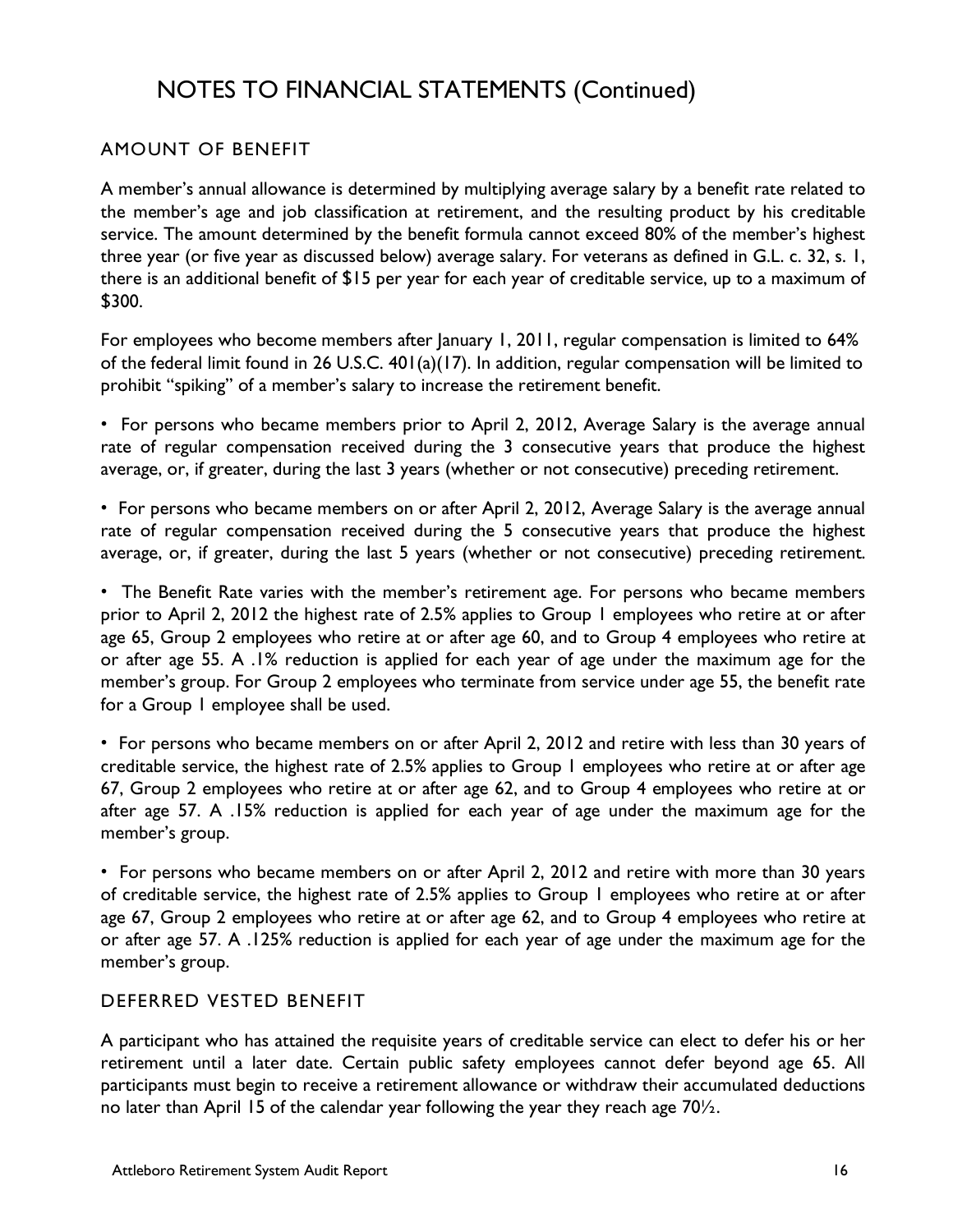# NOTES TO FINANCIAL STATEMENTS (Continued)

## AMOUNT OF BENEFIT

A member's annual allowance is determined by multiplying average salary by a benefit rate related to the member's age and job classification at retirement, and the resulting product by his creditable service. The amount determined by the benefit formula cannot exceed 80% of the member's highest three year (or five year as discussed below) average salary. For veterans as defined in G.L. c. 32, s. 1, there is an additional benefit of $15 per year for each year of creditable service, up to a maximum of $300.

For employees who become members after January 1, 2011, regular compensation is limited to 64% of the federal limit found in 26 U.S.C. 401(a)(17). In addition, regular compensation will be limited to prohibit "spiking" of a member's salary to increase the retirement benefit.

- For persons who became members prior to April 2, 2012, Average Salary is the average annual rate of regular compensation received during the 3 consecutive years that produce the highest average, or, if greater, during the last 3 years (whether or not consecutive) preceding retirement.

- For persons who became members on or after April 2, 2012, Average Salary is the average annual rate of regular compensation received during the 5 consecutive years that produce the highest average, or, if greater, during the last 5 years (whether or not consecutive) preceding retirement.

- The Benefit Rate varies with the member's retirement age. For persons who became members prior to April 2, 2012 the highest rate of 2.5% applies to Group 1 employees who retire at or after age 65, Group 2 employees who retire at or after age 60, and to Group 4 employees who retire at or after age 55. A .1% reduction is applied for each year of age under the maximum age for the member's group. For Group 2 employees who terminate from service under age 55, the benefit rate for a Group 1 employee shall be used.

- For persons who became members on or after April 2, 2012 and retire with less than 30 years of creditable service, the highest rate of 2.5% applies to Group 1 employees who retire at or after age 67, Group 2 employees who retire at or after age 62, and to Group 4 employees who retire at or after age 57. A .15% reduction is applied for each year of age under the maximum age for the member's group.

- For persons who became members on or after April 2, 2012 and retire with more than 30 years of creditable service, the highest rate of 2.5% applies to Group 1 employees who retire at or after age 67, Group 2 employees who retire at or after age 62, and to Group 4 employees who retire at or after age 57. A .125% reduction is applied for each year of age under the maximum age for the member's group.

## DEFERRED VESTED BENEFIT

A participant who has attained the requisite years of creditable service can elect to defer his or her retirement until a later date. Certain public safety employees cannot defer beyond age 65. All participants must begin to receive a retirement allowance or withdraw their accumulated deductions no later than April 15 of the calendar year following the year they reach age 70½.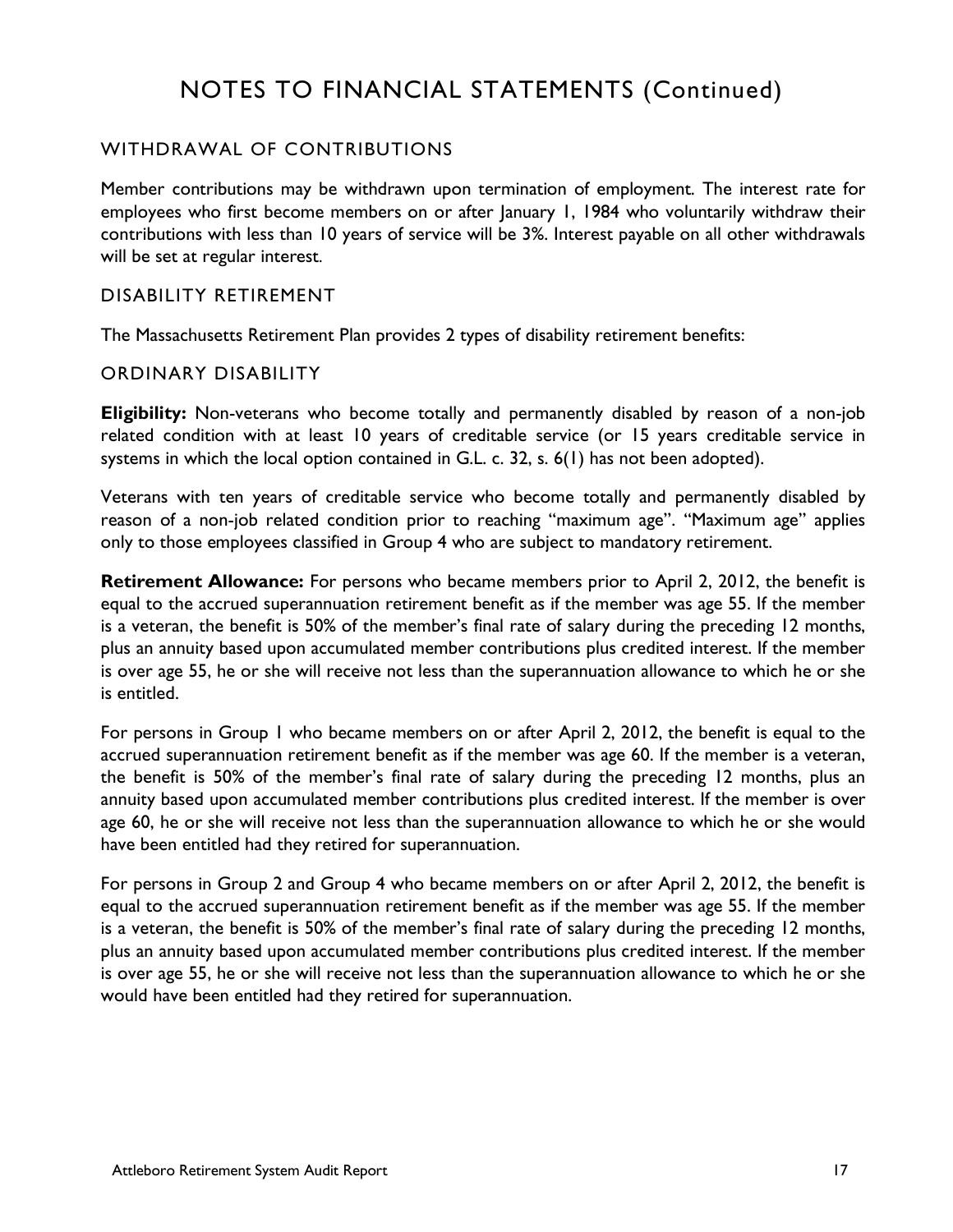# NOTES TO FINANCIAL STATEMENTS (Continued)

## WITHDRAWAL OF CONTRIBUTIONS

Member contributions may be withdrawn upon termination of employment. The interest rate for employees who first become members on or after January 1, 1984 who voluntarily withdraw their contributions with less than 10 years of service will be 3%. Interest payable on all other withdrawals will be set at regular interest.

## DISABILITY RETIREMENT

The Massachusetts Retirement Plan provides 2 types of disability retirement benefits:

### ORDINARY DISABILITY

**Eligibility:** Non-veterans who become totally and permanently disabled by reason of a non-job related condition with at least 10 years of creditable service (or 15 years creditable service in systems in which the local option contained in G.L. c. 32, s. 6(1) has not been adopted).

Veterans with ten years of creditable service who become totally and permanently disabled by reason of a non-job related condition prior to reaching "maximum age". "Maximum age" applies only to those employees classified in Group 4 who are subject to mandatory retirement.

**Retirement Allowance:** For persons who became members prior to April 2, 2012, the benefit is equal to the accrued superannuation retirement benefit as if the member was age 55. If the member is a veteran, the benefit is 50% of the member's final rate of salary during the preceding 12 months, plus an annuity based upon accumulated member contributions plus credited interest. If the member is over age 55, he or she will receive not less than the superannuation allowance to which he or she is entitled.

For persons in Group 1 who became members on or after April 2, 2012, the benefit is equal to the accrued superannuation retirement benefit as if the member was age 60. If the member is a veteran, the benefit is 50% of the member's final rate of salary during the preceding 12 months, plus an annuity based upon accumulated member contributions plus credited interest. If the member is over age 60, he or she will receive not less than the superannuation allowance to which he or she would have been entitled had they retired for superannuation.

For persons in Group 2 and Group 4 who became members on or after April 2, 2012, the benefit is equal to the accrued superannuation retirement benefit as if the member was age 55. If the member is a veteran, the benefit is 50% of the member's final rate of salary during the preceding 12 months, plus an annuity based upon accumulated member contributions plus credited interest. If the member is over age 55, he or she will receive not less than the superannuation allowance to which he or she would have been entitled had they retired for superannuation.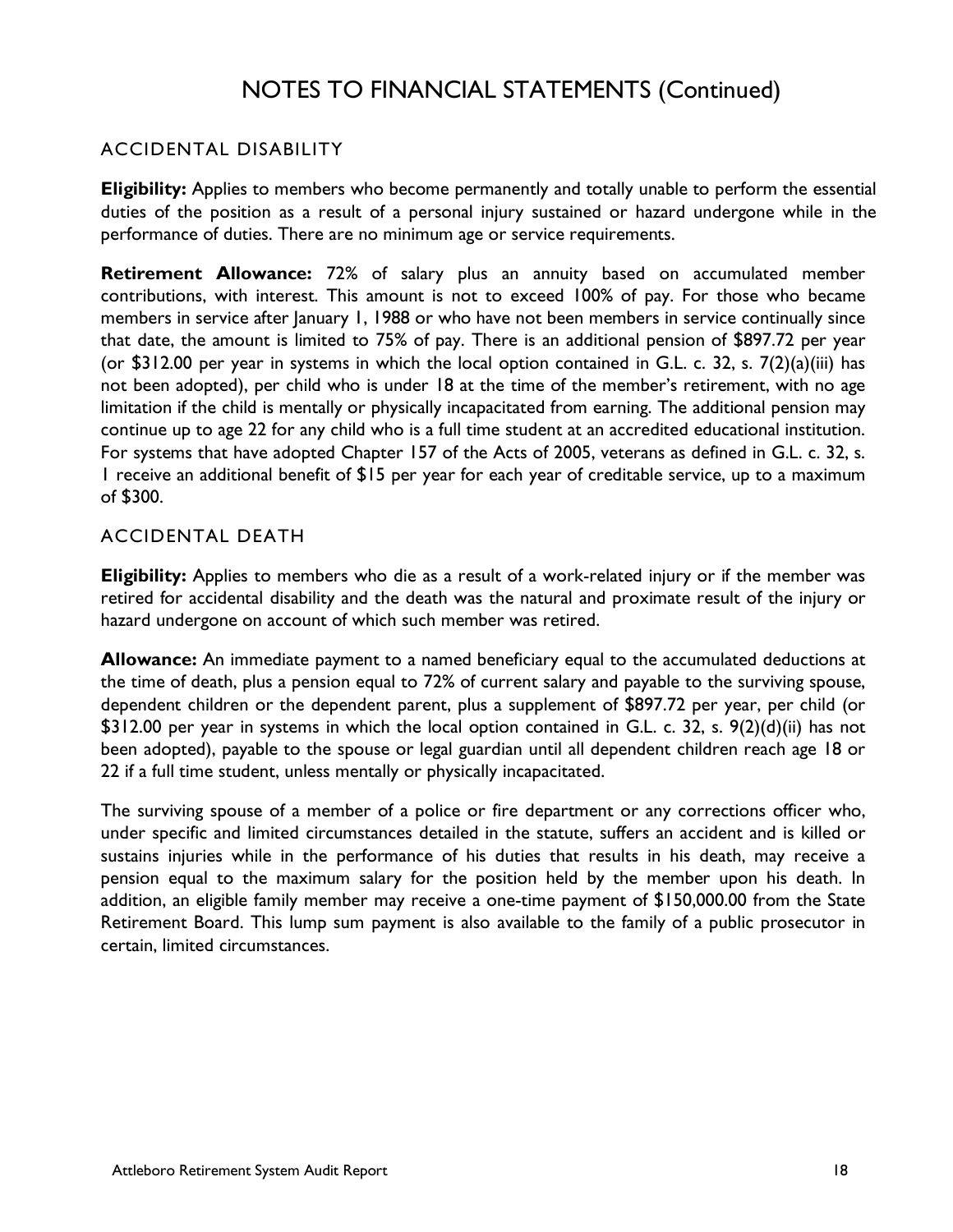# NOTES TO FINANCIAL STATEMENTS (Continued)

## ACCIDENTAL DISABILITY

**Eligibility:** Applies to members who become permanently and totally unable to perform the essential duties of the position as a result of a personal injury sustained or hazard undergone while in the performance of duties. There are no minimum age or service requirements.

**Retirement Allowance:** 72% of salary plus an annuity based on accumulated member contributions, with interest. This amount is not to exceed 100% of pay. For those who became members in service after January 1, 1988 or who have not been members in service continually since that date, the amount is limited to 75% of pay. There is an additional pension of $897.72 per year (or $312.00 per year in systems in which the local option contained in G.L. c. 32, s. 7(2)(a)(iii) has not been adopted), per child who is under 18 at the time of the member's retirement, with no age limitation if the child is mentally or physically incapacitated from earning. The additional pension may continue up to age 22 for any child who is a full time student at an accredited educational institution. For systems that have adopted Chapter 157 of the Acts of 2005, veterans as defined in G.L. c. 32, s. 1 receive an additional benefit of $15 per year for each year of creditable service, up to a maximum of $300.

## ACCIDENTAL DEATH

**Eligibility:** Applies to members who die as a result of a work-related injury or if the member was retired for accidental disability and the death was the natural and proximate result of the injury or hazard undergone on account of which such member was retired.

**Allowance:** An immediate payment to a named beneficiary equal to the accumulated deductions at the time of death, plus a pension equal to 72% of current salary and payable to the surviving spouse, dependent children or the dependent parent, plus a supplement of $897.72 per year, per child (or $312.00 per year in systems in which the local option contained in G.L. c. 32, s. 9(2)(d)(ii) has not been adopted), payable to the spouse or legal guardian until all dependent children reach age 18 or 22 if a full time student, unless mentally or physically incapacitated.

The surviving spouse of a member of a police or fire department or any corrections officer who, under specific and limited circumstances detailed in the statute, suffers an accident and is killed or sustains injuries while in the performance of his duties that results in his death, may receive a pension equal to the maximum salary for the position held by the member upon his death. In addition, an eligible family member may receive a one-time payment of $150,000.00 from the State Retirement Board. This lump sum payment is also available to the family of a public prosecutor in certain, limited circumstances.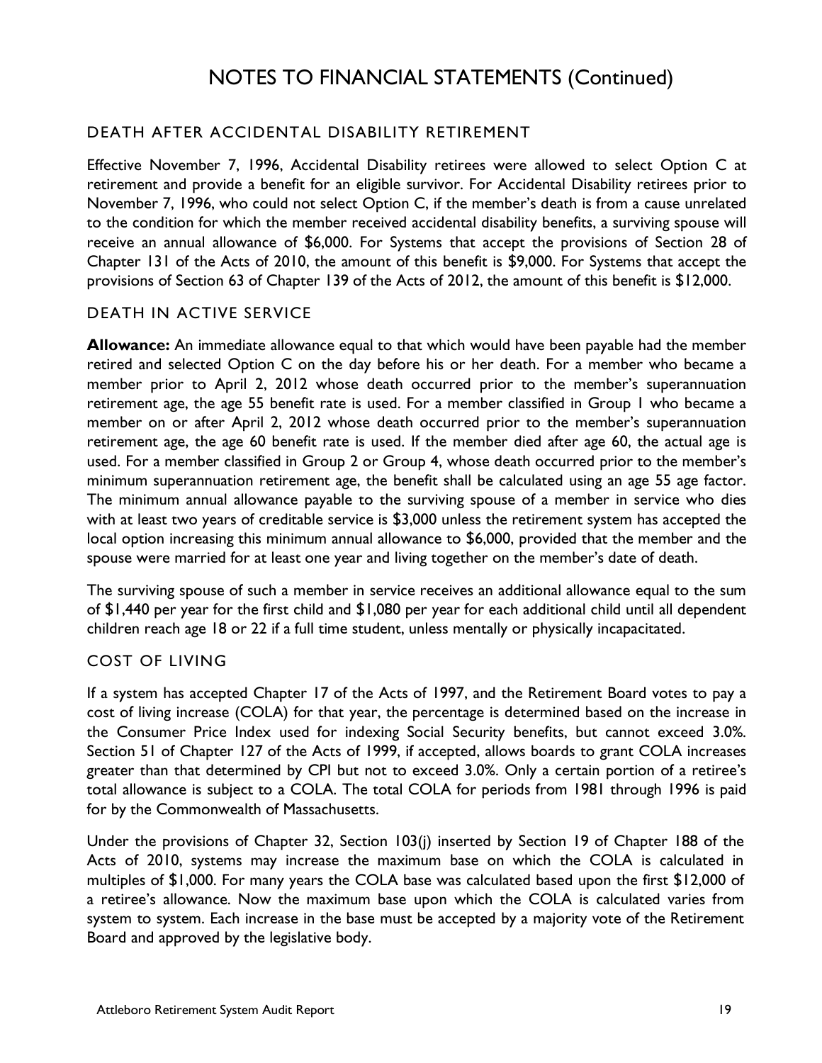# NOTES TO FINANCIAL STATEMENTS (Continued)

## DEATH AFTER ACCIDENTAL DISABILITY RETIREMENT

Effective November 7, 1996, Accidental Disability retirees were allowed to select Option C at retirement and provide a benefit for an eligible survivor. For Accidental Disability retirees prior to November 7, 1996, who could not select Option C, if the member's death is from a cause unrelated to the condition for which the member received accidental disability benefits, a surviving spouse will receive an annual allowance of $6,000. For Systems that accept the provisions of Section 28 of Chapter 131 of the Acts of 2010, the amount of this benefit is $9,000. For Systems that accept the provisions of Section 63 of Chapter 139 of the Acts of 2012, the amount of this benefit is $12,000.

## DEATH IN ACTIVE SERVICE

**Allowance:** An immediate allowance equal to that which would have been payable had the member retired and selected Option C on the day before his or her death. For a member who became a member prior to April 2, 2012 whose death occurred prior to the member's superannuation retirement age, the age 55 benefit rate is used. For a member classified in Group 1 who became a member on or after April 2, 2012 whose death occurred prior to the member's superannuation retirement age, the age 60 benefit rate is used. If the member died after age 60, the actual age is used. For a member classified in Group 2 or Group 4, whose death occurred prior to the member's minimum superannuation retirement age, the benefit shall be calculated using an age 55 age factor. The minimum annual allowance payable to the surviving spouse of a member in service who dies with at least two years of creditable service is $3,000 unless the retirement system has accepted the local option increasing this minimum annual allowance to $6,000, provided that the member and the spouse were married for at least one year and living together on the member's date of death.

The surviving spouse of such a member in service receives an additional allowance equal to the sum of $1,440 per year for the first child and $1,080 per year for each additional child until all dependent children reach age 18 or 22 if a full time student, unless mentally or physically incapacitated.

## COST OF LIVING

If a system has accepted Chapter 17 of the Acts of 1997, and the Retirement Board votes to pay a cost of living increase (COLA) for that year, the percentage is determined based on the increase in the Consumer Price Index used for indexing Social Security benefits, but cannot exceed 3.0%. Section 51 of Chapter 127 of the Acts of 1999, if accepted, allows boards to grant COLA increases greater than that determined by CPI but not to exceed 3.0%. Only a certain portion of a retiree's total allowance is subject to a COLA. The total COLA for periods from 1981 through 1996 is paid for by the Commonwealth of Massachusetts.

Under the provisions of Chapter 32, Section 103(j) inserted by Section 19 of Chapter 188 of the Acts of 2010, systems may increase the maximum base on which the COLA is calculated in multiples of $1,000. For many years the COLA base was calculated based upon the first $12,000 of a retiree's allowance. Now the maximum base upon which the COLA is calculated varies from system to system. Each increase in the base must be accepted by a majority vote of the Retirement Board and approved by the legislative body.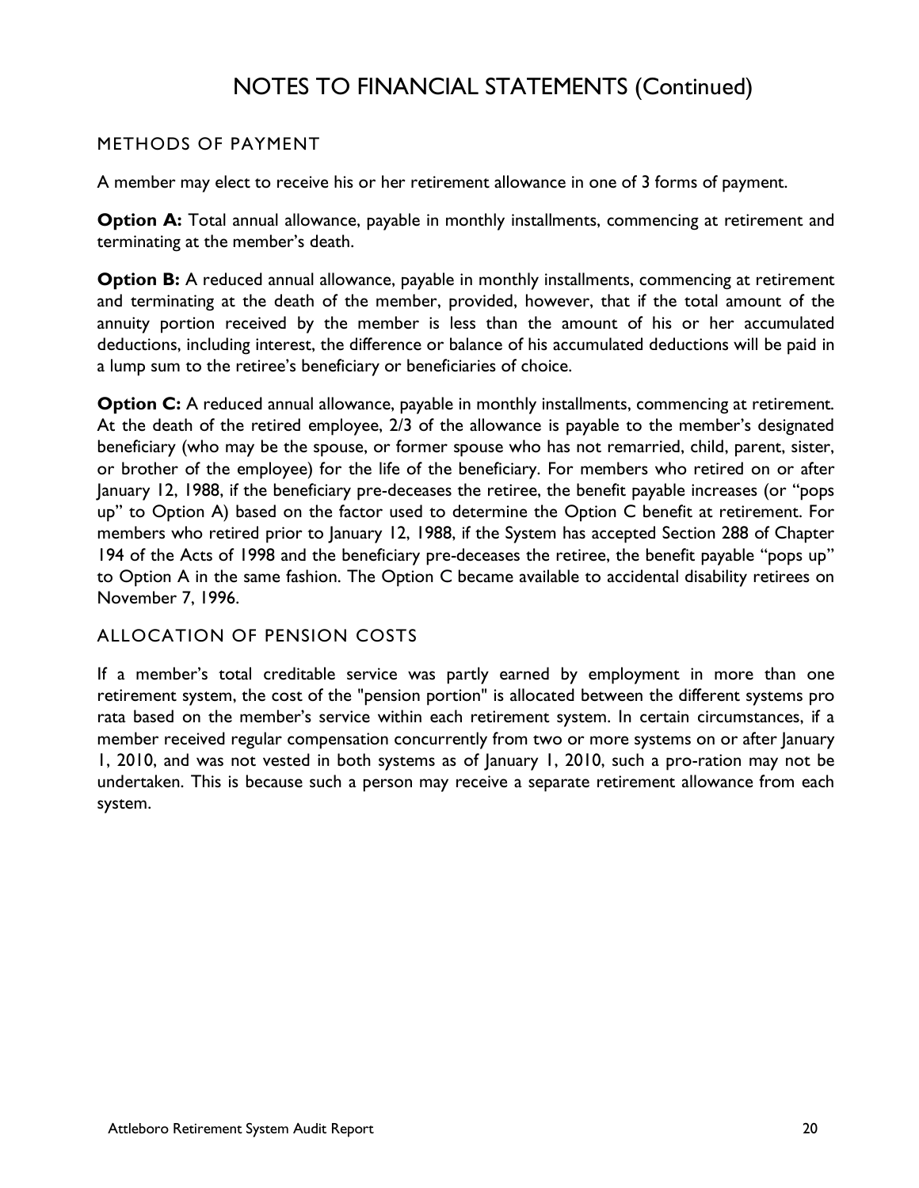# NOTES TO FINANCIAL STATEMENTS (Continued)

## METHODS OF PAYMENT

A member may elect to receive his or her retirement allowance in one of 3 forms of payment.

**Option A:** Total annual allowance, payable in monthly installments, commencing at retirement and terminating at the member's death.

**Option B:** A reduced annual allowance, payable in monthly installments, commencing at retirement and terminating at the death of the member, provided, however, that if the total amount of the annuity portion received by the member is less than the amount of his or her accumulated deductions, including interest, the difference or balance of his accumulated deductions will be paid in a lump sum to the retiree's beneficiary or beneficiaries of choice.

**Option C:** A reduced annual allowance, payable in monthly installments, commencing at retirement. At the death of the retired employee, 2/3 of the allowance is payable to the member's designated beneficiary (who may be the spouse, or former spouse who has not remarried, child, parent, sister, or brother of the employee) for the life of the beneficiary. For members who retired on or after January 12, 1988, if the beneficiary pre-deceases the retiree, the benefit payable increases (or "pops up" to Option A) based on the factor used to determine the Option C benefit at retirement. For members who retired prior to January 12, 1988, if the System has accepted Section 288 of Chapter 194 of the Acts of 1998 and the beneficiary pre-deceases the retiree, the benefit payable "pops up" to Option A in the same fashion. The Option C became available to accidental disability retirees on November 7, 1996.

## ALLOCATION OF PENSION COSTS

If a member's total creditable service was partly earned by employment in more than one retirement system, the cost of the "pension portion" is allocated between the different systems pro rata based on the member's service within each retirement system. In certain circumstances, if a member received regular compensation concurrently from two or more systems on or after January 1, 2010, and was not vested in both systems as of January 1, 2010, such a pro-ration may not be undertaken. This is because such a person may receive a separate retirement allowance from each system.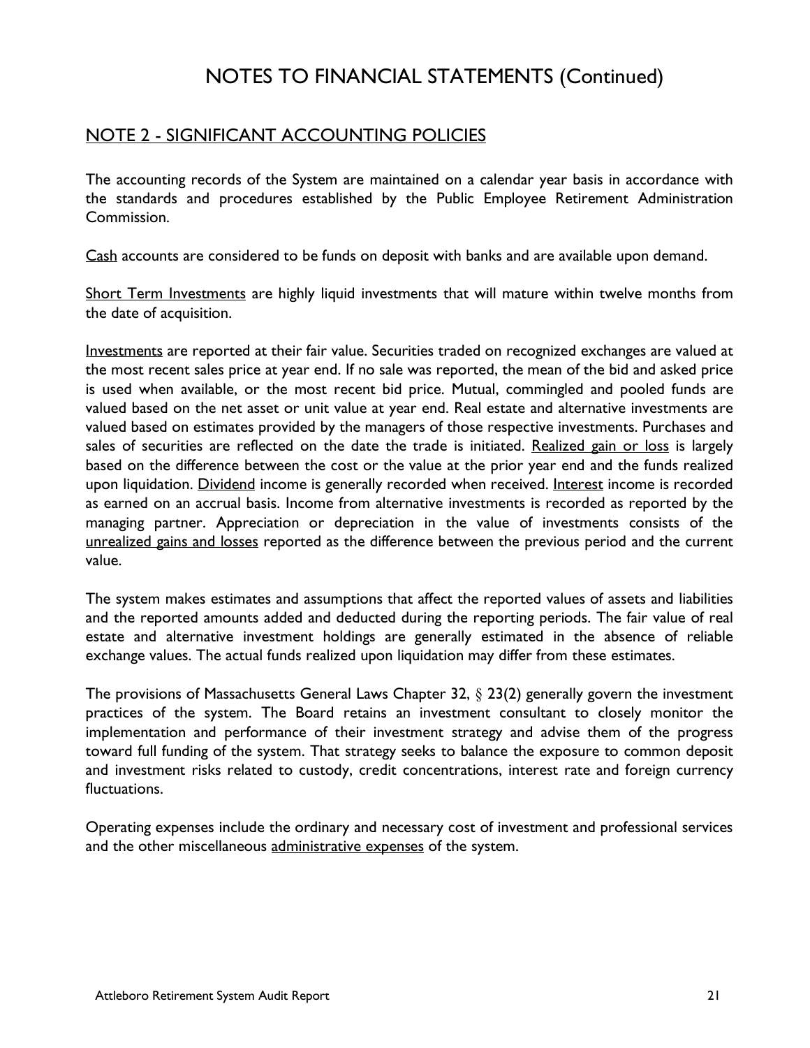# NOTES TO FINANCIAL STATEMENTS (Continued)

## NOTE 2 - SIGNIFICANT ACCOUNTING POLICIES

The accounting records of the System are maintained on a calendar year basis in accordance with the standards and procedures established by the Public Employee Retirement Administration Commission.

Cash accounts are considered to be funds on deposit with banks and are available upon demand.

Short Term Investments are highly liquid investments that will mature within twelve months from the date of acquisition.

Investments are reported at their fair value. Securities traded on recognized exchanges are valued at the most recent sales price at year end. If no sale was reported, the mean of the bid and asked price is used when available, or the most recent bid price. Mutual, commingled and pooled funds are valued based on the net asset or unit value at year end. Real estate and alternative investments are valued based on estimates provided by the managers of those respective investments. Purchases and sales of securities are reflected on the date the trade is initiated. Realized gain or loss is largely based on the difference between the cost or the value at the prior year end and the funds realized upon liquidation. Dividend income is generally recorded when received. Interest income is recorded as earned on an accrual basis. Income from alternative investments is recorded as reported by the managing partner. Appreciation or depreciation in the value of investments consists of the unrealized gains and losses reported as the difference between the previous period and the current value.

The system makes estimates and assumptions that affect the reported values of assets and liabilities and the reported amounts added and deducted during the reporting periods. The fair value of real estate and alternative investment holdings are generally estimated in the absence of reliable exchange values. The actual funds realized upon liquidation may differ from these estimates.

The provisions of Massachusetts General Laws Chapter 32, § 23(2) generally govern the investment practices of the system. The Board retains an investment consultant to closely monitor the implementation and performance of their investment strategy and advise them of the progress toward full funding of the system. That strategy seeks to balance the exposure to common deposit and investment risks related to custody, credit concentrations, interest rate and foreign currency fluctuations.

Operating expenses include the ordinary and necessary cost of investment and professional services and the other miscellaneous administrative expenses of the system.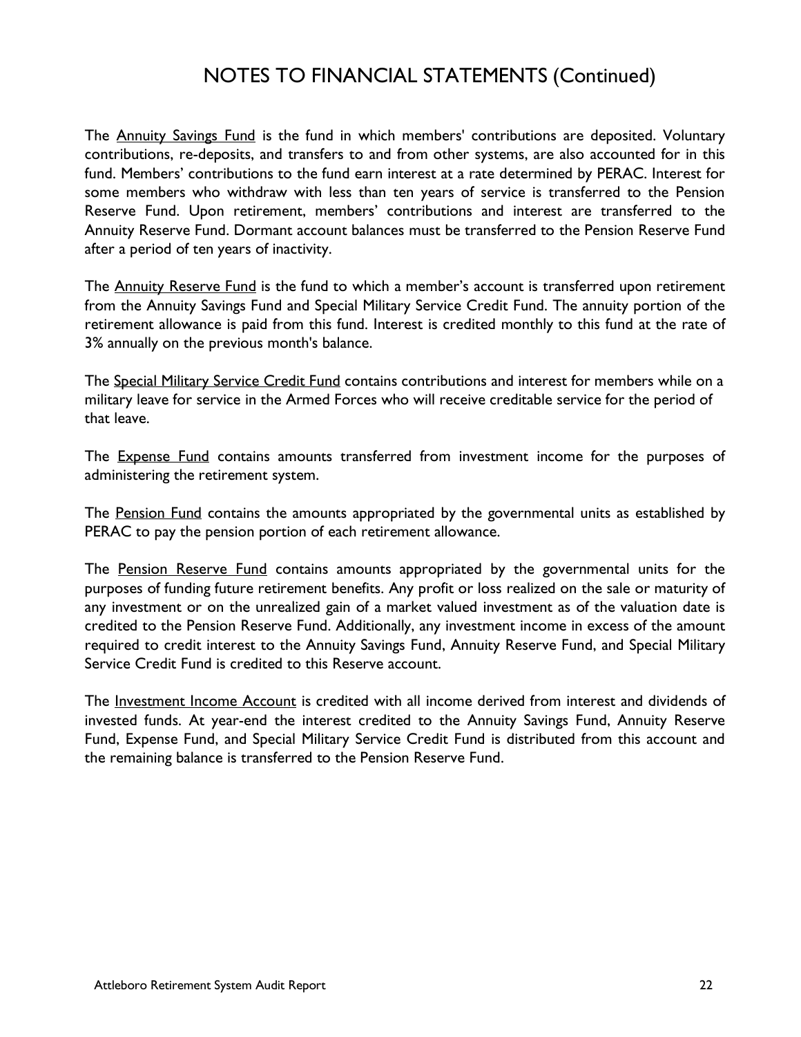# NOTES TO FINANCIAL STATEMENTS (Continued)

The Annuity Savings Fund is the fund in which members' contributions are deposited. Voluntary contributions, re-deposits, and transfers to and from other systems, are also accounted for in this fund. Members' contributions to the fund earn interest at a rate determined by PERAC. Interest for some members who withdraw with less than ten years of service is transferred to the Pension Reserve Fund. Upon retirement, members' contributions and interest are transferred to the Annuity Reserve Fund. Dormant account balances must be transferred to the Pension Reserve Fund after a period of ten years of inactivity.

The Annuity Reserve Fund is the fund to which a member's account is transferred upon retirement from the Annuity Savings Fund and Special Military Service Credit Fund. The annuity portion of the retirement allowance is paid from this fund. Interest is credited monthly to this fund at the rate of 3% annually on the previous month's balance.

The Special Military Service Credit Fund contains contributions and interest for members while on a military leave for service in the Armed Forces who will receive creditable service for the period of that leave.

The Expense Fund contains amounts transferred from investment income for the purposes of administering the retirement system.

The Pension Fund contains the amounts appropriated by the governmental units as established by PERAC to pay the pension portion of each retirement allowance.

The Pension Reserve Fund contains amounts appropriated by the governmental units for the purposes of funding future retirement benefits. Any profit or loss realized on the sale or maturity of any investment or on the unrealized gain of a market valued investment as of the valuation date is credited to the Pension Reserve Fund. Additionally, any investment income in excess of the amount required to credit interest to the Annuity Savings Fund, Annuity Reserve Fund, and Special Military Service Credit Fund is credited to this Reserve account.

The Investment Income Account is credited with all income derived from interest and dividends of invested funds. At year-end the interest credited to the Annuity Savings Fund, Annuity Reserve Fund, Expense Fund, and Special Military Service Credit Fund is distributed from this account and the remaining balance is transferred to the Pension Reserve Fund.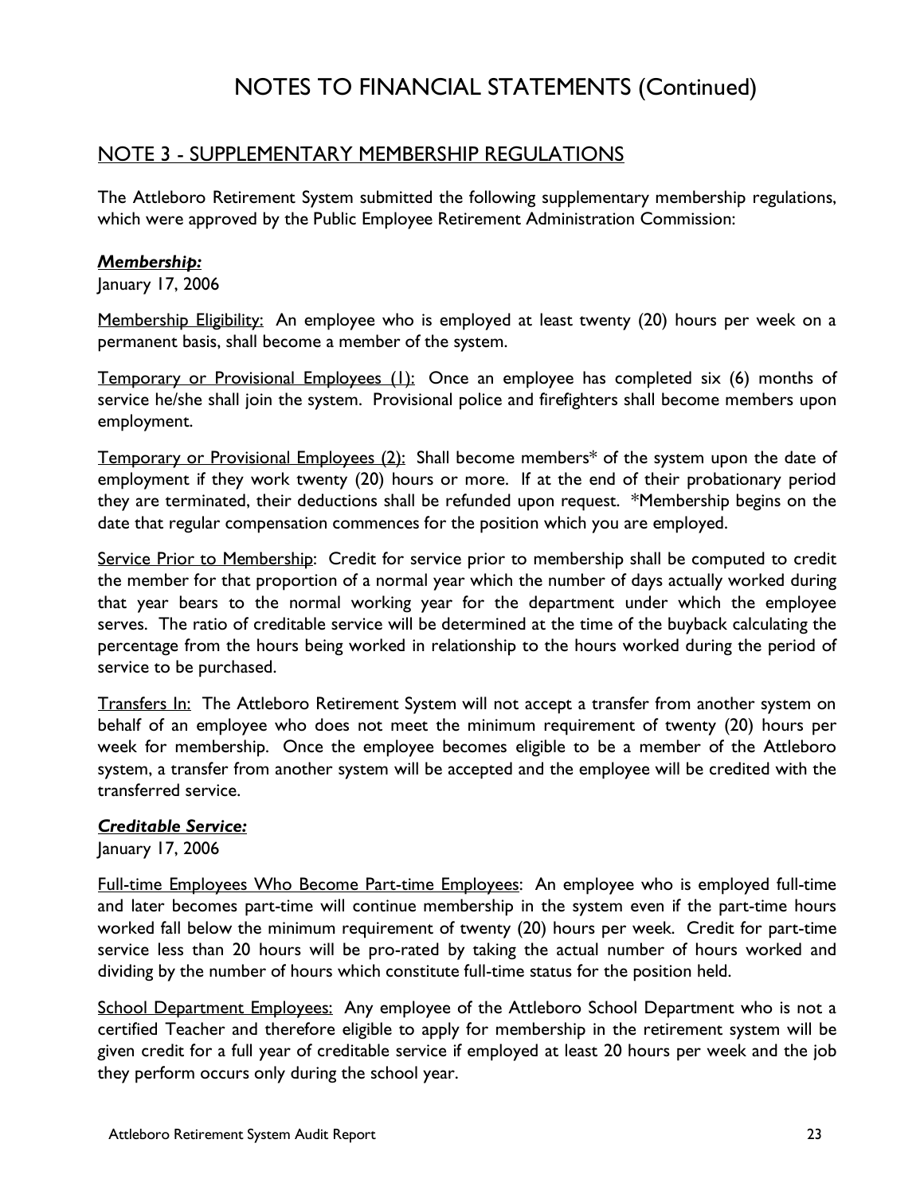# NOTES TO FINANCIAL STATEMENTS (Continued)

## NOTE 3 - SUPPLEMENTARY MEMBERSHIP REGULATIONS

The Attleboro Retirement System submitted the following supplementary membership regulations, which were approved by the Public Employee Retirement Administration Commission:

***Membership:***
January 17, 2006

Membership Eligibility: An employee who is employed at least twenty (20) hours per week on a permanent basis, shall become a member of the system.

Temporary or Provisional Employees (1): Once an employee has completed six (6) months of service he/she shall join the system. Provisional police and firefighters shall become members upon employment.

Temporary or Provisional Employees (2): Shall become members* of the system upon the date of employment if they work twenty (20) hours or more. If at the end of their probationary period they are terminated, their deductions shall be refunded upon request. *Membership begins on the date that regular compensation commences for the position which you are employed.

Service Prior to Membership: Credit for service prior to membership shall be computed to credit the member for that proportion of a normal year which the number of days actually worked during that year bears to the normal working year for the department under which the employee serves. The ratio of creditable service will be determined at the time of the buyback calculating the percentage from the hours being worked in relationship to the hours worked during the period of service to be purchased.

Transfers In: The Attleboro Retirement System will not accept a transfer from another system on behalf of an employee who does not meet the minimum requirement of twenty (20) hours per week for membership. Once the employee becomes eligible to be a member of the Attleboro system, a transfer from another system will be accepted and the employee will be credited with the transferred service.

***Creditable Service:***
January 17, 2006

Full-time Employees Who Become Part-time Employees: An employee who is employed full-time and later becomes part-time will continue membership in the system even if the part-time hours worked fall below the minimum requirement of twenty (20) hours per week. Credit for part-time service less than 20 hours will be pro-rated by taking the actual number of hours worked and dividing by the number of hours which constitute full-time status for the position held.

School Department Employees: Any employee of the Attleboro School Department who is not a certified Teacher and therefore eligible to apply for membership in the retirement system will be given credit for a full year of creditable service if employed at least 20 hours per week and the job they perform occurs only during the school year.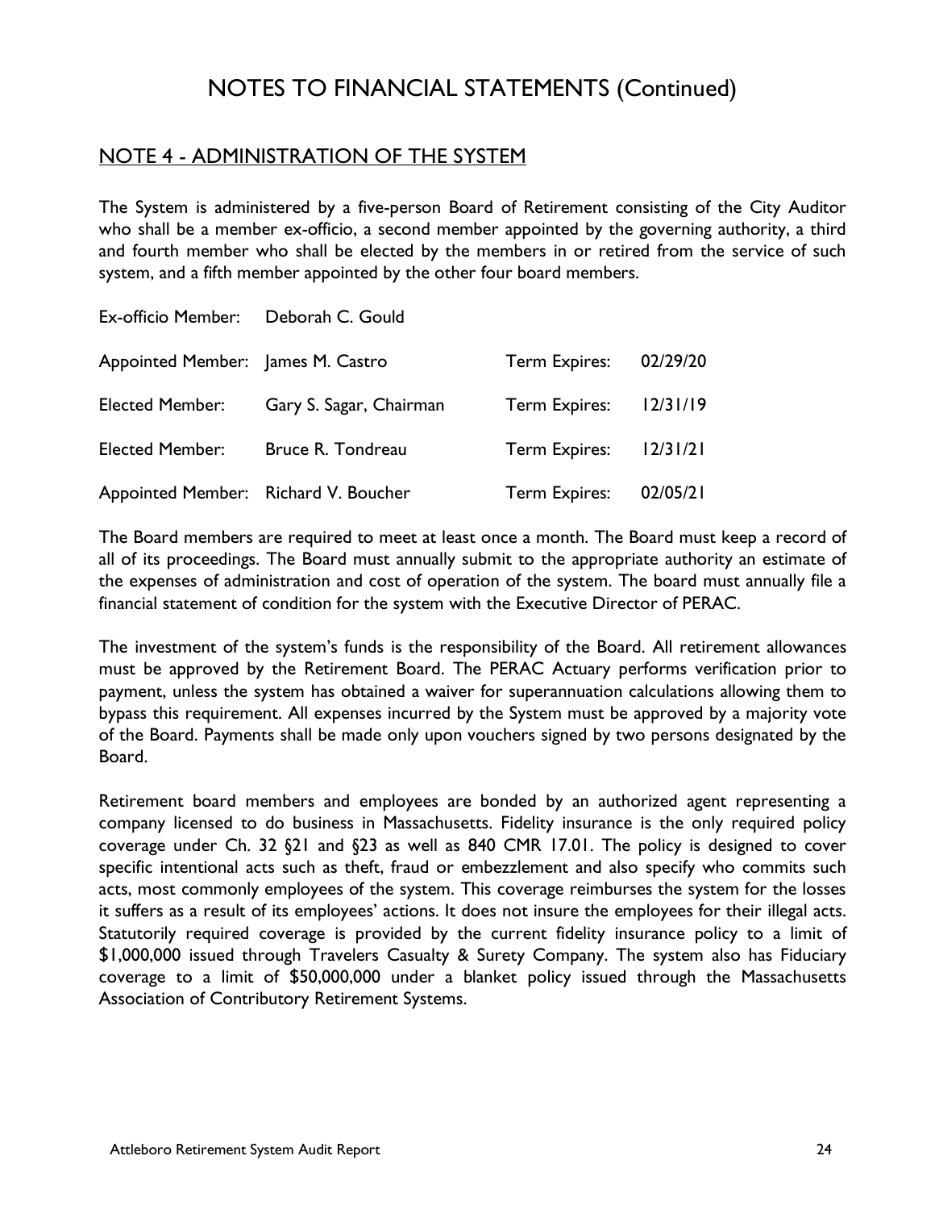# NOTES TO FINANCIAL STATEMENTS (Continued)

## NOTE 4 - ADMINISTRATION OF THE SYSTEM

The System is administered by a five-person Board of Retirement consisting of the City Auditor who shall be a member ex-officio, a second member appointed by the governing authority, a third and fourth member who shall be elected by the members in or retired from the service of such system, and a fifth member appointed by the other four board members.

| | | | |
|---|---|---|---|
| Ex-officio Member: | Deborah C. Gould | | |
| Appointed Member: | James M. Castro | Term Expires: | 02/29/20 |
| Elected Member: | Gary S. Sagar, Chairman | Term Expires: | 12/31/19 |
| Elected Member: | Bruce R. Tondreau | Term Expires: | 12/31/21 |
| Appointed Member: | Richard V. Boucher | Term Expires: | 02/05/21 |

The Board members are required to meet at least once a month. The Board must keep a record of all of its proceedings. The Board must annually submit to the appropriate authority an estimate of the expenses of administration and cost of operation of the system. The board must annually file a financial statement of condition for the system with the Executive Director of PERAC.

The investment of the system's funds is the responsibility of the Board. All retirement allowances must be approved by the Retirement Board. The PERAC Actuary performs verification prior to payment, unless the system has obtained a waiver for superannuation calculations allowing them to bypass this requirement. All expenses incurred by the System must be approved by a majority vote of the Board. Payments shall be made only upon vouchers signed by two persons designated by the Board.

Retirement board members and employees are bonded by an authorized agent representing a company licensed to do business in Massachusetts. Fidelity insurance is the only required policy coverage under Ch. 32 §21 and §23 as well as 840 CMR 17.01. The policy is designed to cover specific intentional acts such as theft, fraud or embezzlement and also specify who commits such acts, most commonly employees of the system. This coverage reimburses the system for the losses it suffers as a result of its employees' actions. It does not insure the employees for their illegal acts. Statutorily required coverage is provided by the current fidelity insurance policy to a limit of $1,000,000 issued through Travelers Casualty & Surety Company. The system also has Fiduciary coverage to a limit of $50,000,000 under a blanket policy issued through the Massachusetts Association of Contributory Retirement Systems.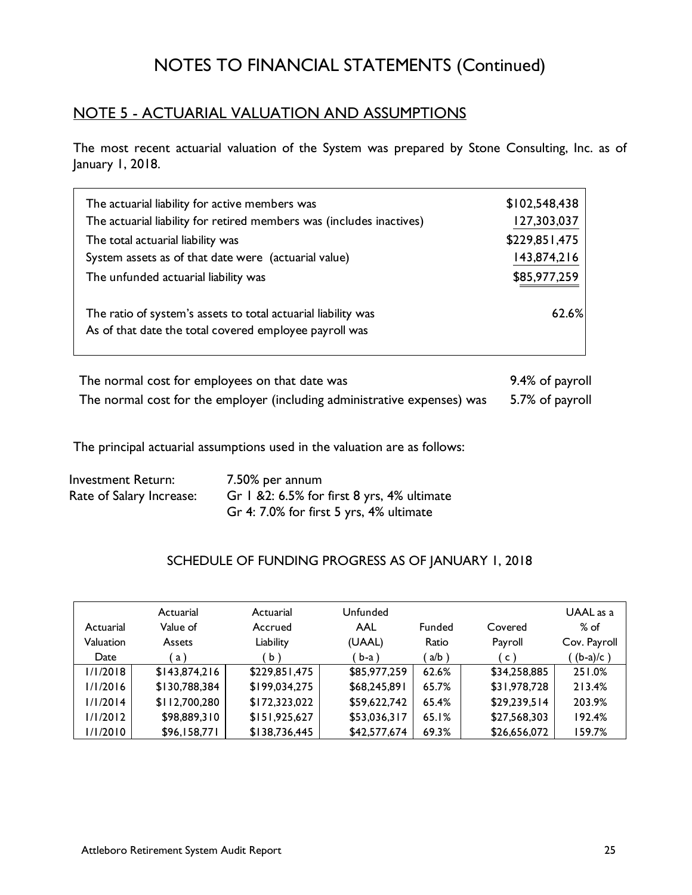# NOTES TO FINANCIAL STATEMENTS (Continued)

## NOTE 5 - ACTUARIAL VALUATION AND ASSUMPTIONS

The most recent actuarial valuation of the System was prepared by Stone Consulting, Inc. as of January 1, 2018.

| | |
|---|---:|
| The actuarial liability for active members was | $102,548,438 |
| The actuarial liability for retired members was (includes inactives) | 127,303,037 |
| The total actuarial liability was | $229,851,475 |
| System assets as of that date were (actuarial value) | 143,874,216 |
| The unfunded actuarial liability was | $85,977,259 |
| The ratio of system's assets to total actuarial liability was | 62.6% |
| As of that date the total covered employee payroll was | |

| | |
|---|---:|
| The normal cost for employees on that date was | 9.4% of payroll |
| The normal cost for the employer (including administrative expenses) was | 5.7% of payroll |

The principal actuarial assumptions used in the valuation are as follows:

| | |
|---|---|
| Investment Return: | 7.50% per annum |
| Rate of Salary Increase: | Gr 1 &2: 6.5% for first 8 yrs, 4% ultimate |
| | Gr 4: 7.0% for first 5 yrs, 4% ultimate |

### SCHEDULE OF FUNDING PROGRESS AS OF JANUARY 1, 2018

| Actuarial Valuation Date | Actuarial Value of Assets ( a ) | Actuarial Accrued Liability ( b ) | Unfunded AAL (UAAL) ( b-a ) | Funded Ratio ( a/b ) | Covered Payroll ( c ) | UAAL as a % of Cov. Payroll ( (b-a)/c ) |
|---|---:|---:|---:|---:|---:|---:|
| 1/1/2018 | $143,874,216 | $229,851,475 | $85,977,259 | 62.6% | $34,258,885 | 251.0% |
| 1/1/2016 | $130,788,384 | $199,034,275 | $68,245,891 | 65.7% | $31,978,728 | 213.4% |
| 1/1/2014 | $112,700,280 | $172,323,022 | $59,622,742 | 65.4% | $29,239,514 | 203.9% |
| 1/1/2012 | $98,889,310 | $151,925,627 | $53,036,317 | 65.1% | $27,568,303 | 192.4% |
| 1/1/2010 | $96,158,771 | $138,736,445 | $42,577,674 | 69.3% | $26,656,072 | 159.7% |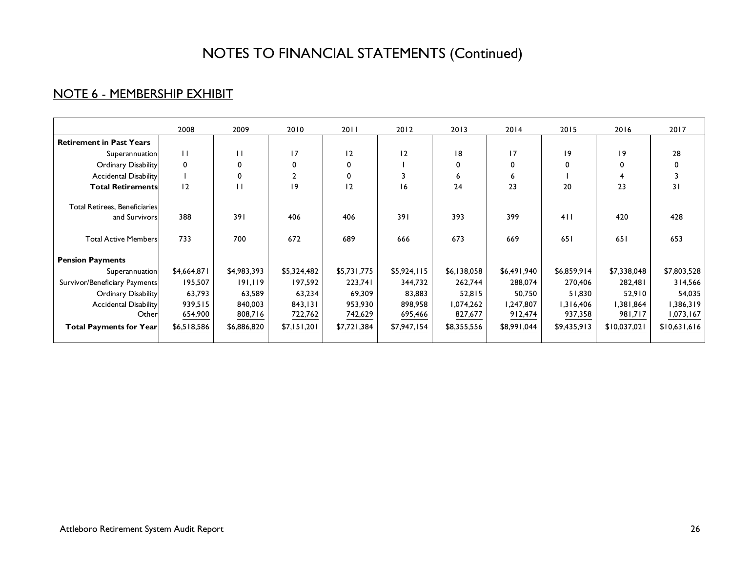# NOTES TO FINANCIAL STATEMENTS (Continued)

## NOTE 6 - MEMBERSHIP EXHIBIT

| | 2008 | 2009 | 2010 | 2011 | 2012 | 2013 | 2014 | 2015 | 2016 | 2017 |
|---|---|---|---|---|---|---|---|---|---|---|
| **Retirement in Past Years** | | | | | | | | | | |
| Superannuation | 11 | 11 | 17 | 12 | 12 | 18 | 17 | 19 | 19 | 28 |
| Ordinary Disability | 0 | 0 | 0 | 0 | 1 | 0 | 0 | 0 | 0 | 0 |
| Accidental Disability | 1 | 0 | 2 | 0 | 3 | 6 | 6 | 1 | 4 | 3 |
| **Total Retirements** | 12 | 11 | 19 | 12 | 16 | 24 | 23 | 20 | 23 | 31 |
| Total Retirees, Beneficiaries and Survivors | 388 | 391 | 406 | 406 | 391 | 393 | 399 | 411 | 420 | 428 |
| Total Active Members | 733 | 700 | 672 | 689 | 666 | 673 | 669 | 651 | 651 | 653 |
| **Pension Payments** | | | | | | | | | | |
| Superannuation | $4,664,871 | $4,983,393 | $5,324,482 | $5,731,775 | $5,924,115 | $6,138,058 | $6,491,940 | $6,859,914 | $7,338,048 | $7,803,528 |
| Survivor/Beneficiary Payments | 195,507 | 191,119 | 197,592 | 223,741 | 344,732 | 262,744 | 288,074 | 270,406 | 282,481 | 314,566 |
| Ordinary Disability | 63,793 | 63,589 | 63,234 | 69,309 | 83,883 | 52,815 | 50,750 | 51,830 | 52,910 | 54,035 |
| Accidental Disability | 939,515 | 840,003 | 843,131 | 953,930 | 898,958 | 1,074,262 | 1,247,807 | 1,316,406 | 1,381,864 | 1,386,319 |
| Other | 654,900 | 808,716 | 722,762 | 742,629 | 695,466 | 827,677 | 912,474 | 937,358 | 981,717 | 1,073,167 |
| **Total Payments for Year** | $6,518,586 | $6,886,820 | $7,151,201 | $7,721,384 | $7,947,154 | $8,355,556 | $8,991,044 | $9,435,913 | $10,037,021 | $10,631,616 |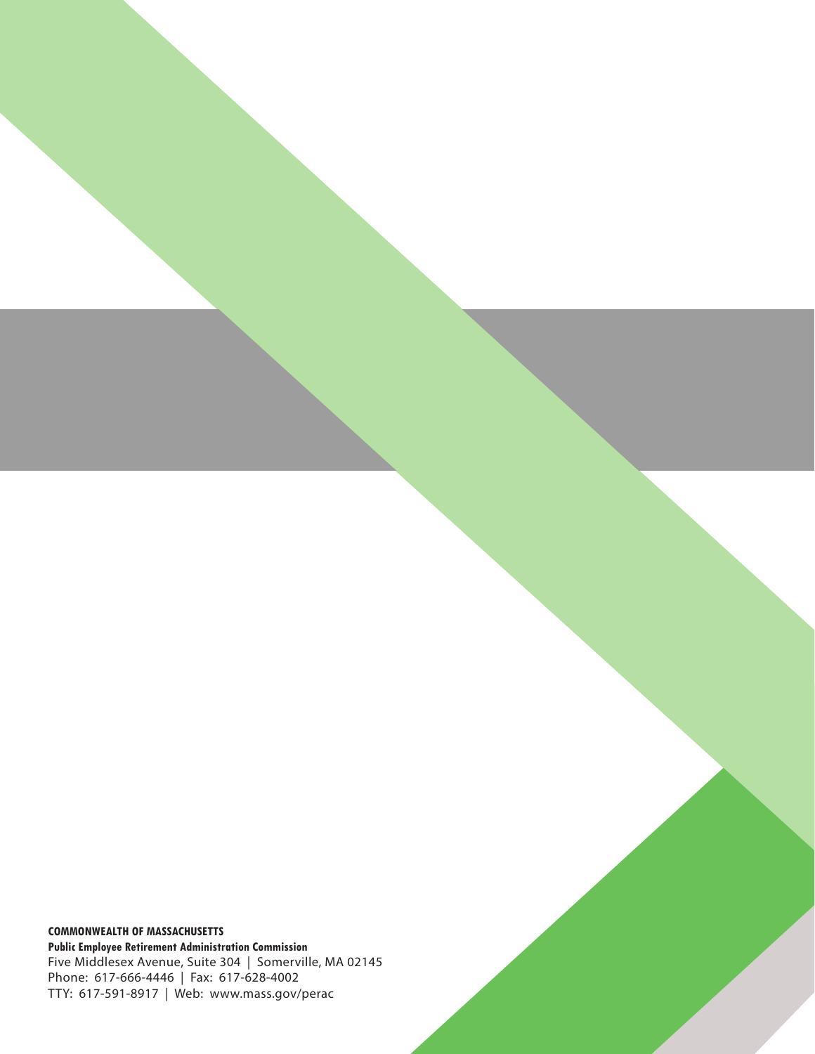**COMMONWEALTH OF MASSACHUSETTS**

**Public Employee Retirement Administration Commission**

Five Middlesex Avenue, Suite 304 | Somerville, MA 02145

Phone: 617-666-4446 | Fax: 617-628-4002

TTY: 617-591-8917 | Web: www.mass.gov/perac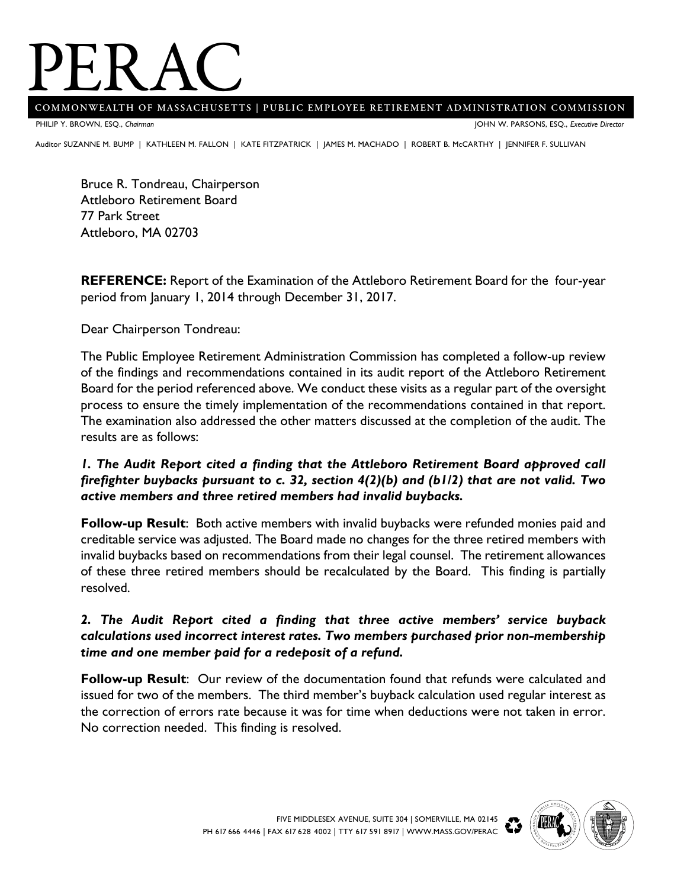# PERAC

**COMMONWEALTH OF MASSACHUSETTS | PUBLIC EMPLOYEE RETIREMENT ADMINISTRATION COMMISSION**

PHILIP Y. BROWN, ESQ., *Chairman* JOHN W. PARSONS, ESQ., *Executive Director*

Auditor SUZANNE M. BUMP | KATHLEEN M. FALLON | KATE FITZPATRICK | JAMES M. MACHADO | ROBERT B. McCARTHY | JENNIFER F. SULLIVAN

Bruce R. Tondreau, Chairperson
Attleboro Retirement Board
77 Park Street
Attleboro, MA 02703

**REFERENCE:** Report of the Examination of the Attleboro Retirement Board for the four-year period from January 1, 2014 through December 31, 2017.

Dear Chairperson Tondreau:

The Public Employee Retirement Administration Commission has completed a follow-up review of the findings and recommendations contained in its audit report of the Attleboro Retirement Board for the period referenced above. We conduct these visits as a regular part of the oversight process to ensure the timely implementation of the recommendations contained in that report. The examination also addressed the other matters discussed at the completion of the audit. The results are as follows:

***1. The Audit Report cited a finding that the Attleboro Retirement Board approved call firefighter buybacks pursuant to c. 32, section 4(2)(b) and (b1/2) that are not valid. Two active members and three retired members had invalid buybacks.***

**Follow-up Result**: Both active members with invalid buybacks were refunded monies paid and creditable service was adjusted. The Board made no changes for the three retired members with invalid buybacks based on recommendations from their legal counsel. The retirement allowances of these three retired members should be recalculated by the Board. This finding is partially resolved.

***2. The Audit Report cited a finding that three active members' service buyback calculations used incorrect interest rates. Two members purchased prior non-membership time and one member paid for a redeposit of a refund.***

**Follow-up Result**: Our review of the documentation found that refunds were calculated and issued for two of the members. The third member's buyback calculation used regular interest as the correction of errors rate because it was for time when deductions were not taken in error. No correction needed. This finding is resolved.

FIVE MIDDLESEX AVENUE, SUITE 304 | SOMERVILLE, MA 02145
PH 617 666 4446 | FAX 617 628 4002 | TTY 617 591 8917 | WWW.MASS.GOV/PERAC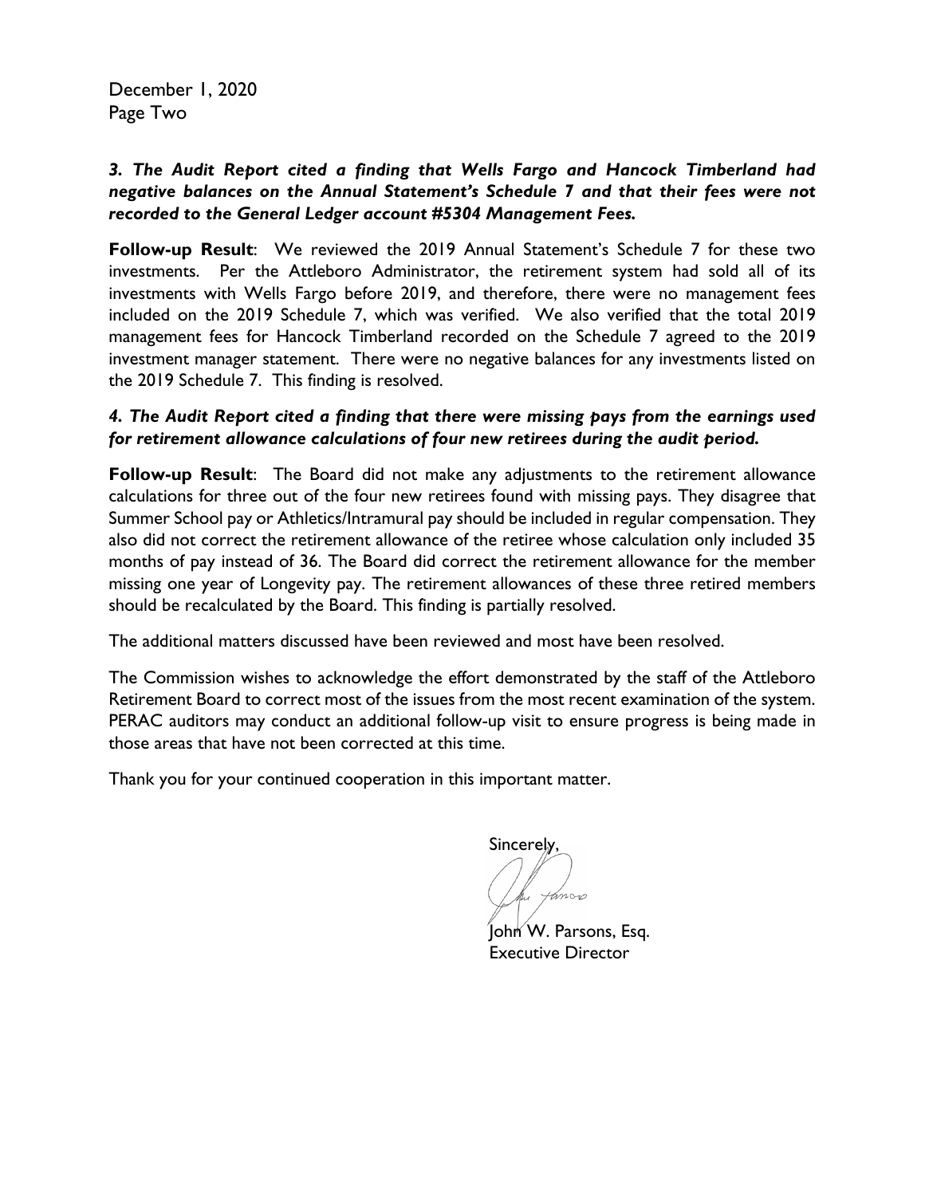December 1, 2020
Page Two

***3. The Audit Report cited a finding that Wells Fargo and Hancock Timberland had negative balances on the Annual Statement's Schedule 7 and that their fees were not recorded to the General Ledger account #5304 Management Fees.***

**Follow-up Result**: We reviewed the 2019 Annual Statement's Schedule 7 for these two investments. Per the Attleboro Administrator, the retirement system had sold all of its investments with Wells Fargo before 2019, and therefore, there were no management fees included on the 2019 Schedule 7, which was verified. We also verified that the total 2019 management fees for Hancock Timberland recorded on the Schedule 7 agreed to the 2019 investment manager statement. There were no negative balances for any investments listed on the 2019 Schedule 7. This finding is resolved.

***4. The Audit Report cited a finding that there were missing pays from the earnings used for retirement allowance calculations of four new retirees during the audit period.***

**Follow-up Result**: The Board did not make any adjustments to the retirement allowance calculations for three out of the four new retirees found with missing pays. They disagree that Summer School pay or Athletics/Intramural pay should be included in regular compensation. They also did not correct the retirement allowance of the retiree whose calculation only included 35 months of pay instead of 36. The Board did correct the retirement allowance for the member missing one year of Longevity pay. The retirement allowances of these three retired members should be recalculated by the Board. This finding is partially resolved.

The additional matters discussed have been reviewed and most have been resolved.

The Commission wishes to acknowledge the effort demonstrated by the staff of the Attleboro Retirement Board to correct most of the issues from the most recent examination of the system. PERAC auditors may conduct an additional follow-up visit to ensure progress is being made in those areas that have not been corrected at this time.

Thank you for your continued cooperation in this important matter.

Sincerely,

John W. Parsons, Esq.
Executive Director